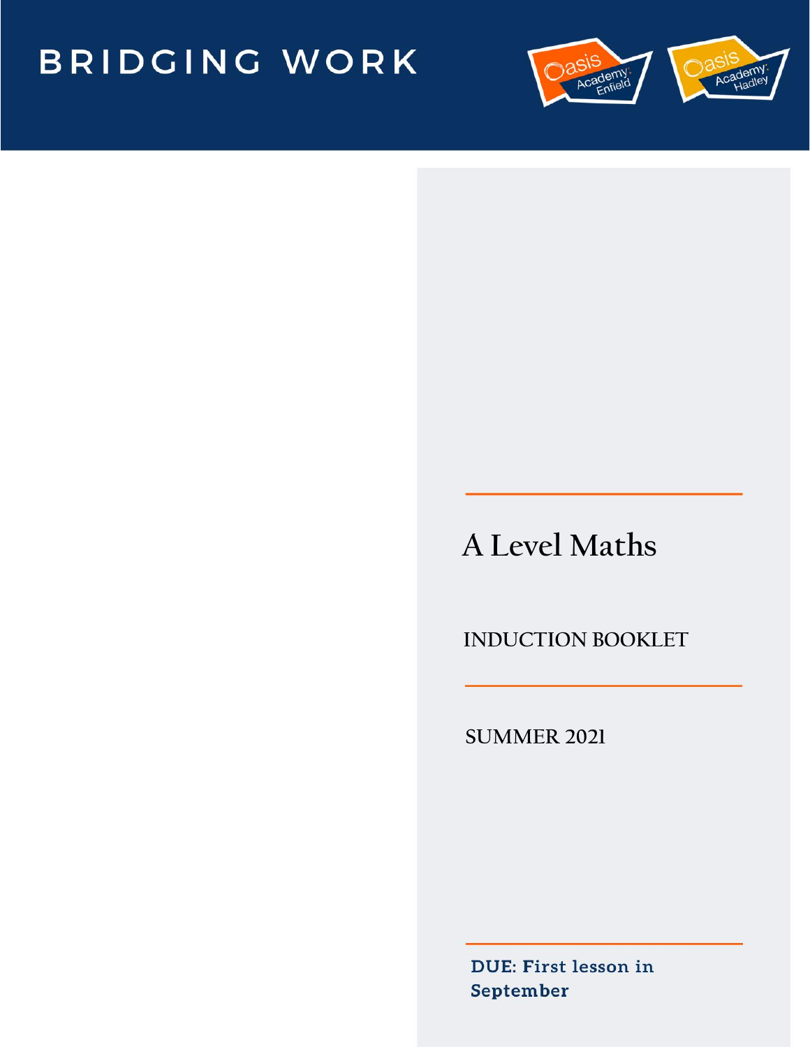# BRIDGING WORK

Oasis Academy Enfield

Oasis Academy Hadley

## A Level Maths

INDUCTION BOOKLET

SUMMER 2021

**DUE: First lesson in September**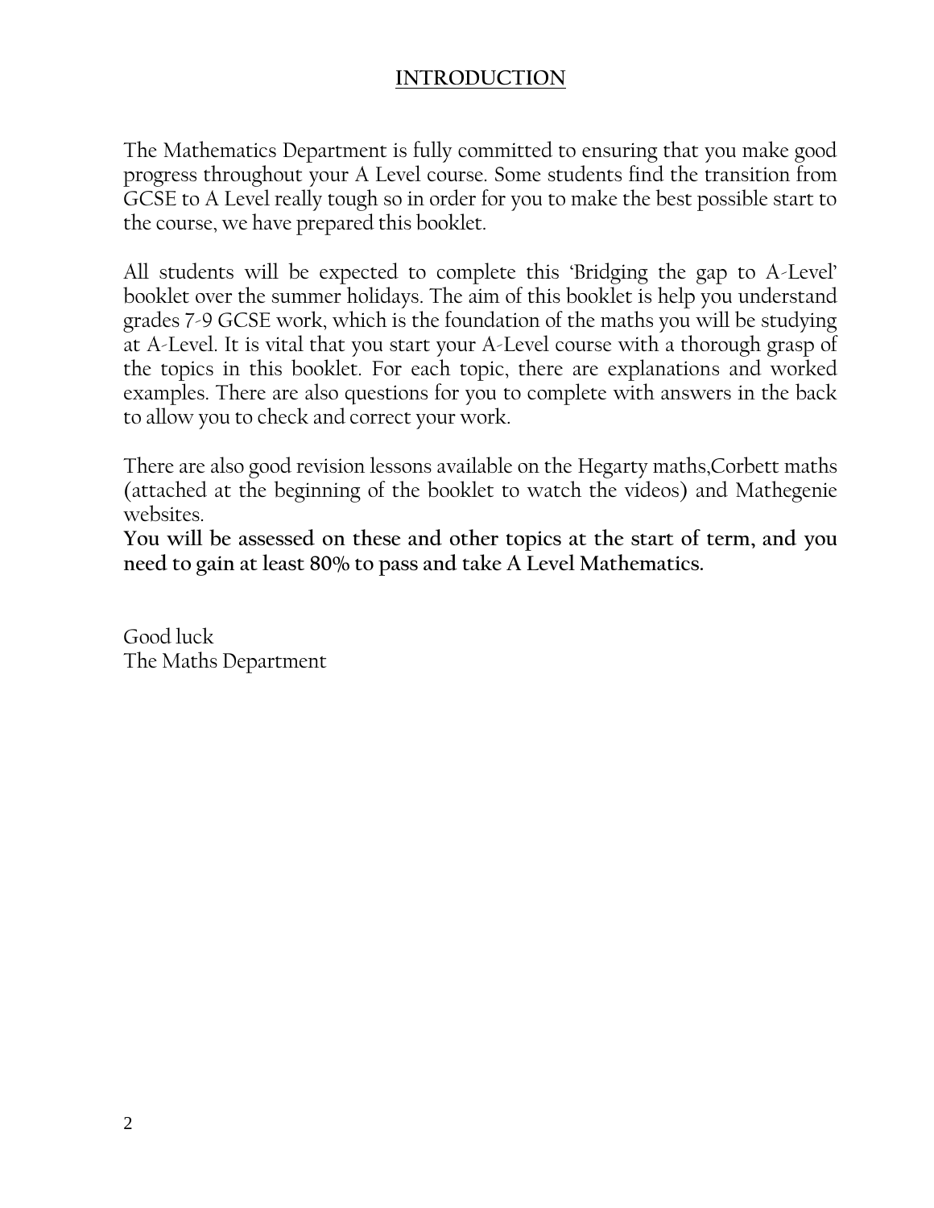# INTRODUCTION

The Mathematics Department is fully committed to ensuring that you make good progress throughout your A Level course. Some students find the transition from GCSE to A Level really tough so in order for you to make the best possible start to the course, we have prepared this booklet.

All students will be expected to complete this 'Bridging the gap to A-Level' booklet over the summer holidays. The aim of this booklet is help you understand grades 7-9 GCSE work, which is the foundation of the maths you will be studying at A-Level. It is vital that you start your A-Level course with a thorough grasp of the topics in this booklet. For each topic, there are explanations and worked examples. There are also questions for you to complete with answers in the back to allow you to check and correct your work.

There are also good revision lessons available on the Hegarty maths,Corbett maths (attached at the beginning of the booklet to watch the videos) and Mathegenie websites.

**You will be assessed on these and other topics at the start of term, and you need to gain at least 80% to pass and take A Level Mathematics.**

Good luck
The Maths Department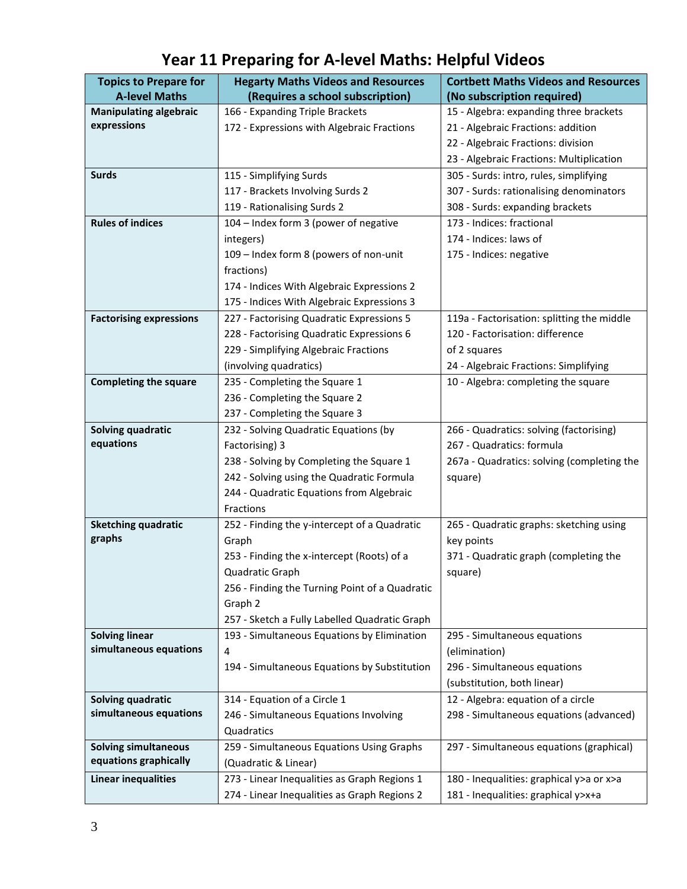# Year 11 Preparing for A-level Maths: Helpful Videos

| Topics to Prepare for A-level Maths | Hegarty Maths Videos and Resources (Requires a school subscription) | Cortbett Maths Videos and Resources (No subscription required) |
|---|---|---|
| **Manipulating algebraic expressions** | 166 - Expanding Triple Brackets<br>172 - Expressions with Algebraic Fractions | 15 - Algebra: expanding three brackets<br>21 - Algebraic Fractions: addition<br>22 - Algebraic Fractions: division<br>23 - Algebraic Fractions: Multiplication |
| **Surds** | 115 - Simplifying Surds<br>117 - Brackets Involving Surds 2<br>119 - Rationalising Surds 2 | 305 - Surds: intro, rules, simplifying<br>307 - Surds: rationalising denominators<br>308 - Surds: expanding brackets |
| **Rules of indices** | 104 – Index form 3 (power of negative integers)<br>109 – Index form 8 (powers of non-unit fractions)<br>174 - Indices With Algebraic Expressions 2<br>175 - Indices With Algebraic Expressions 3 | 173 - Indices: fractional<br>174 - Indices: laws of<br>175 - Indices: negative |
| **Factorising expressions** | 227 - Factorising Quadratic Expressions 5<br>228 - Factorising Quadratic Expressions 6<br>229 - Simplifying Algebraic Fractions (involving quadratics) | 119a - Factorisation: splitting the middle<br>120 - Factorisation: difference of 2 squares<br>24 - Algebraic Fractions: Simplifying |
| **Completing the square** | 235 - Completing the Square 1<br>236 - Completing the Square 2<br>237 - Completing the Square 3 | 10 - Algebra: completing the square |
| **Solving quadratic equations** | 232 - Solving Quadratic Equations (by Factorising) 3<br>238 - Solving by Completing the Square 1<br>242 - Solving using the Quadratic Formula<br>244 - Quadratic Equations from Algebraic Fractions | 266 - Quadratics: solving (factorising)<br>267 - Quadratics: formula<br>267a - Quadratics: solving (completing the square) |
| **Sketching quadratic graphs** | 252 - Finding the y-intercept of a Quadratic Graph<br>253 - Finding the x-intercept (Roots) of a Quadratic Graph<br>256 - Finding the Turning Point of a Quadratic Graph 2<br>257 - Sketch a Fully Labelled Quadratic Graph | 265 - Quadratic graphs: sketching using key points<br>371 - Quadratic graph (completing the square) |
| **Solving linear simultaneous equations** | 193 - Simultaneous Equations by Elimination 4<br>194 - Simultaneous Equations by Substitution | 295 - Simultaneous equations (elimination)<br>296 - Simultaneous equations (substitution, both linear) |
| **Solving quadratic simultaneous equations** | 314 - Equation of a Circle 1<br>246 - Simultaneous Equations Involving Quadratics | 12 - Algebra: equation of a circle<br>298 - Simultaneous equations (advanced) |
| **Solving simultaneous equations graphically** | 259 - Simultaneous Equations Using Graphs (Quadratic & Linear) | 297 - Simultaneous equations (graphical) |
| **Linear inequalities** | 273 - Linear Inequalities as Graph Regions 1<br>274 - Linear Inequalities as Graph Regions 2 | 180 - Inequalities: graphical y>a or x>a<br>181 - Inequalities: graphical y>x+a |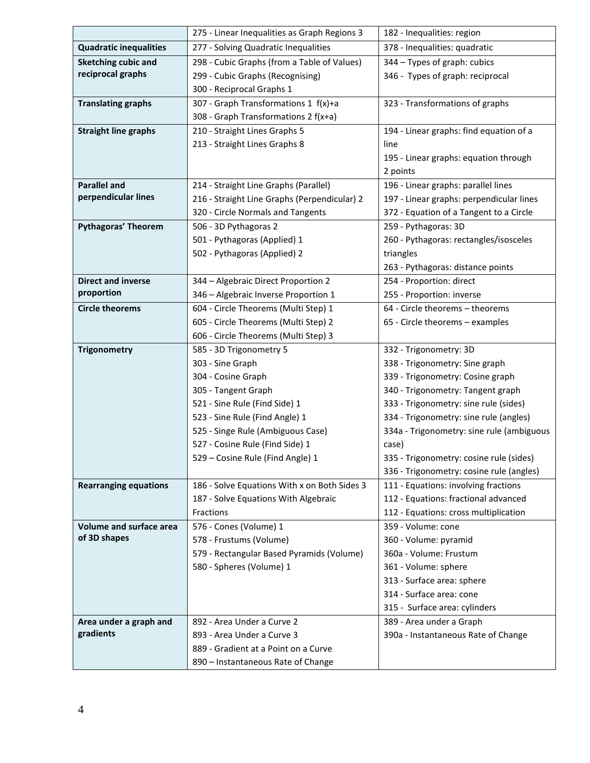| | | |
|---|---|---|
| | 275 - Linear Inequalities as Graph Regions 3 | 182 - Inequalities: region |
| **Quadratic inequalities** | 277 - Solving Quadratic Inequalities | 378 - Inequalities: quadratic |
| **Sketching cubic and reciprocal graphs** | 298 - Cubic Graphs (from a Table of Values)<br>299 - Cubic Graphs (Recognising)<br>300 - Reciprocal Graphs 1 | 344 – Types of graph: cubics<br>346 - Types of graph: reciprocal |
| **Translating graphs** | 307 - Graph Transformations 1 f(x)+a<br>308 - Graph Transformations 2 f(x+a) | 323 - Transformations of graphs |
| **Straight line graphs** | 210 - Straight Lines Graphs 5<br>213 - Straight Lines Graphs 8 | 194 - Linear graphs: find equation of a line<br>195 - Linear graphs: equation through 2 points |
| **Parallel and perpendicular lines** | 214 - Straight Line Graphs (Parallel)<br>216 - Straight Line Graphs (Perpendicular) 2<br>320 - Circle Normals and Tangents | 196 - Linear graphs: parallel lines<br>197 - Linear graphs: perpendicular lines<br>372 - Equation of a Tangent to a Circle |
| **Pythagoras' Theorem** | 506 - 3D Pythagoras 2<br>501 - Pythagoras (Applied) 1<br>502 - Pythagoras (Applied) 2 | 259 - Pythagoras: 3D<br>260 - Pythagoras: rectangles/isosceles triangles<br>263 - Pythagoras: distance points |
| **Direct and inverse proportion** | 344 – Algebraic Direct Proportion 2<br>346 – Algebraic Inverse Proportion 1 | 254 - Proportion: direct<br>255 - Proportion: inverse |
| **Circle theorems** | 604 - Circle Theorems (Multi Step) 1<br>605 - Circle Theorems (Multi Step) 2<br>606 - Circle Theorems (Multi Step) 3 | 64 - Circle theorems – theorems<br>65 - Circle theorems – examples |
| **Trigonometry** | 585 - 3D Trigonometry 5<br>303 - Sine Graph<br>304 - Cosine Graph<br>305 - Tangent Graph<br>521 - Sine Rule (Find Side) 1<br>523 - Sine Rule (Find Angle) 1<br>525 - Singe Rule (Ambiguous Case)<br>527 - Cosine Rule (Find Side) 1<br>529 – Cosine Rule (Find Angle) 1 | 332 - Trigonometry: 3D<br>338 - Trigonometry: Sine graph<br>339 - Trigonometry: Cosine graph<br>340 - Trigonometry: Tangent graph<br>333 - Trigonometry: sine rule (sides)<br>334 - Trigonometry: sine rule (angles)<br>334a - Trigonometry: sine rule (ambiguous case)<br>335 - Trigonometry: cosine rule (sides)<br>336 - Trigonometry: cosine rule (angles) |
| **Rearranging equations** | 186 - Solve Equations With x on Both Sides 3<br>187 - Solve Equations With Algebraic Fractions | 111 - Equations: involving fractions<br>112 - Equations: fractional advanced<br>112 - Equations: cross multiplication |
| **Volume and surface area of 3D shapes** | 576 - Cones (Volume) 1<br>578 - Frustums (Volume)<br>579 - Rectangular Based Pyramids (Volume)<br>580 - Spheres (Volume) 1 | 359 - Volume: cone<br>360 - Volume: pyramid<br>360a - Volume: Frustum<br>361 - Volume: sphere<br>313 - Surface area: sphere<br>314 - Surface area: cone<br>315 - Surface area: cylinders |
| **Area under a graph and gradients** | 892 - Area Under a Curve 2<br>893 - Area Under a Curve 3<br>889 - Gradient at a Point on a Curve<br>890 – Instantaneous Rate of Change | 389 - Area under a Graph<br>390a - Instantaneous Rate of Change |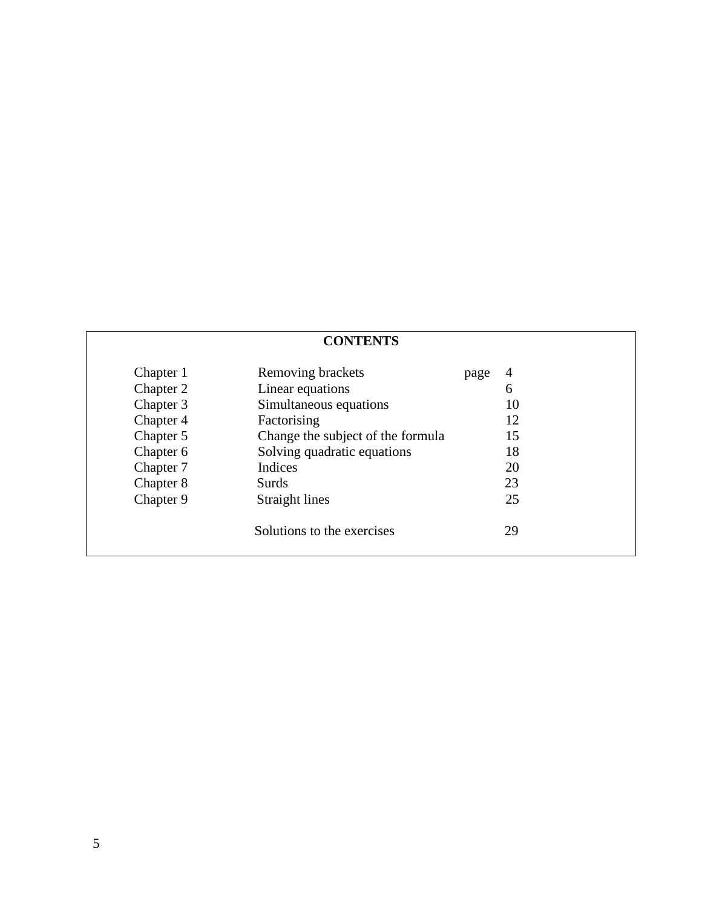## CONTENTS

| | | |
|---|---|---|
| Chapter 1 | Removing brackets | page 4 |
| Chapter 2 | Linear equations | 6 |
| Chapter 3 | Simultaneous equations | 10 |
| Chapter 4 | Factorising | 12 |
| Chapter 5 | Change the subject of the formula | 15 |
| Chapter 6 | Solving quadratic equations | 18 |
| Chapter 7 | Indices | 20 |
| Chapter 8 | Surds | 23 |
| Chapter 9 | Straight lines | 25 |
| | Solutions to the exercises | 29 |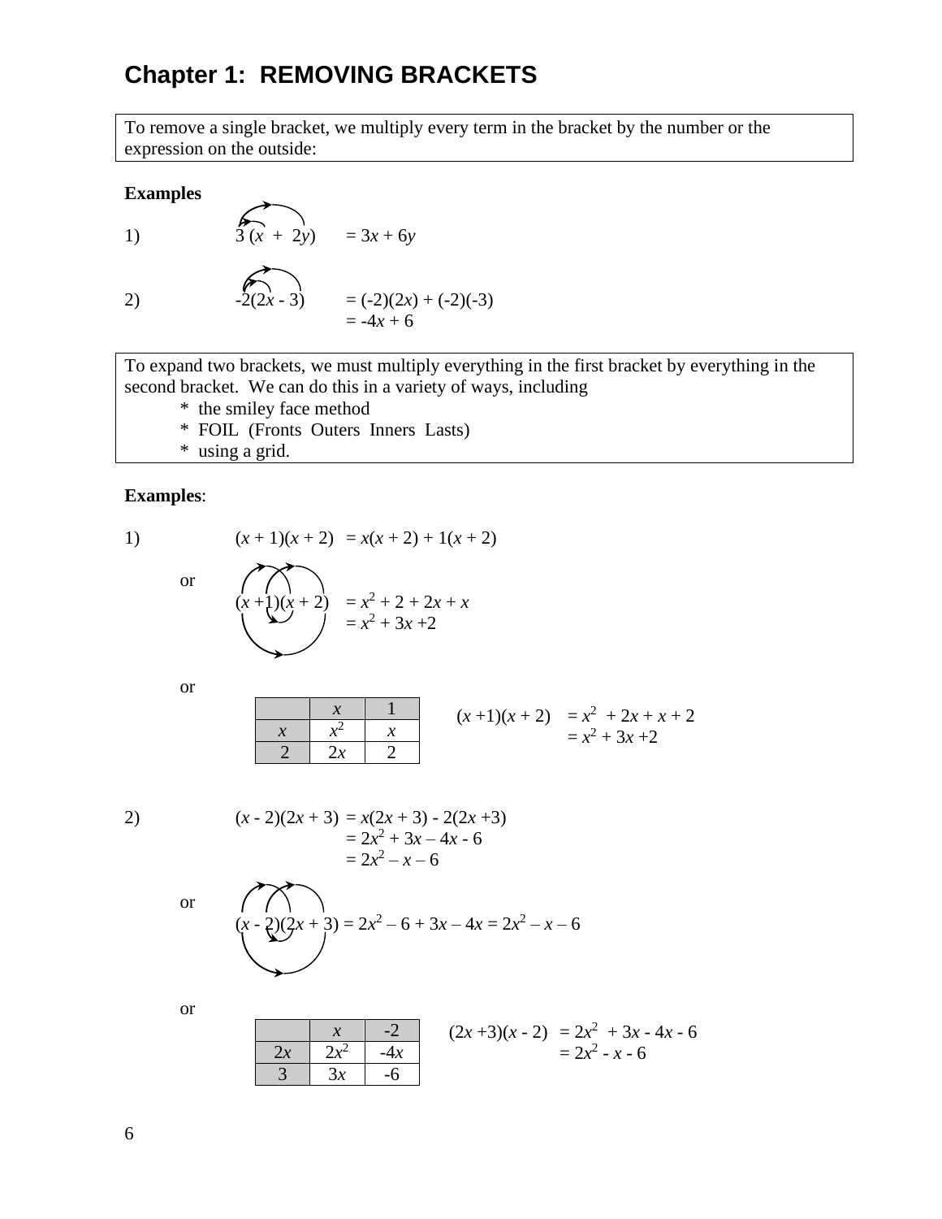# Chapter 1: REMOVING BRACKETS

To remove a single bracket, we multiply every term in the bracket by the number or the expression on the outside:

**Examples**

1) $3(x + 2y) = 3x + 6y$

2) $-2(2x - 3) = (-2)(2x) + (-2)(-3)$
$= -4x + 6$

To expand two brackets, we must multiply everything in the first bracket by everything in the second bracket. We can do this in a variety of ways, including

- the smiley face method
- FOIL (Fronts Outers Inners Lasts)
- using a grid.

**Examples**:

1) $(x + 1)(x + 2) = x(x + 2) + 1(x + 2)$

or

$(x + 1)(x + 2) = x^2 + 2 + 2x + x$
$= x^2 + 3x + 2$

or

| | $x$ | 1 |
|---|---|---|
| $x$ | $x^2$ | $x$ |
| 2 | $2x$ | 2 |

$(x + 1)(x + 2) = x^2 + 2x + x + 2$
$= x^2 + 3x + 2$

2) $(x - 2)(2x + 3) = x(2x + 3) - 2(2x + 3)$
$= 2x^2 + 3x – 4x - 6$
$= 2x^2 – x – 6$

or

$(x - 2)(2x + 3) = 2x^2 – 6 + 3x – 4x = 2x^2 – x – 6$

or

| | $x$ | -2 |
|---|---|---|
| $2x$ | $2x^2$ | $-4x$ |
| 3 | $3x$ | -6 |

$(2x + 3)(x - 2) = 2x^2 + 3x - 4x - 6$
$= 2x^2 - x - 6$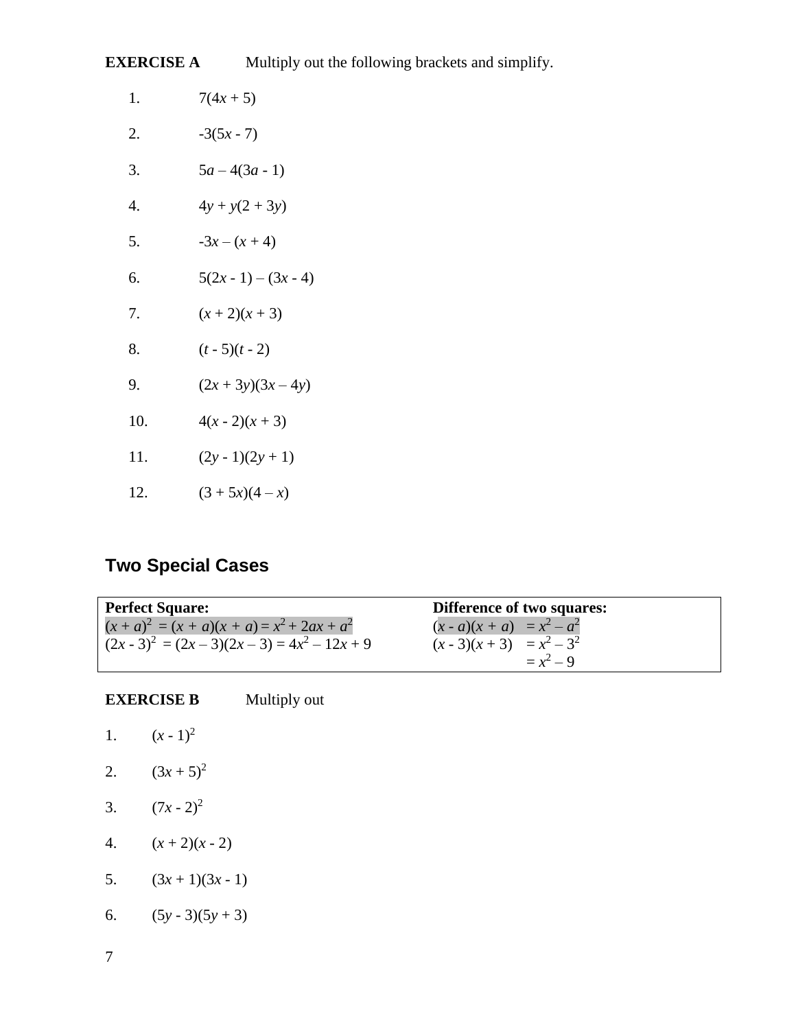**EXERCISE A** Multiply out the following brackets and simplify.

1. $7(4x + 5)$
2. $-3(5x - 7)$
3. $5a – 4(3a - 1)$
4. $4y + y(2 + 3y)$
5. $-3x – (x + 4)$
6. $5(2x - 1) – (3x - 4)$
7. $(x + 2)(x + 3)$
8. $(t - 5)(t - 2)$
9. $(2x + 3y)(3x – 4y)$
10. $4(x - 2)(x + 3)$
11. $(2y - 1)(2y + 1)$
12. $(3 + 5x)(4 – x)$

## Two Special Cases

| **Perfect Square:** | **Difference of two squares:** |
|---|---|
| $(x + a)^2 = (x + a)(x + a) = x^2 + 2ax + a^2$ | $(x - a)(x + a) = x^2 – a^2$ |
| $(2x - 3)^2 = (2x – 3)(2x – 3) = 4x^2 – 12x + 9$ | $(x - 3)(x + 3) = x^2 – 3^2$ |
| | $= x^2 – 9$ |

**EXERCISE B** Multiply out

1. $(x - 1)^2$
2. $(3x + 5)^2$
3. $(7x - 2)^2$
4. $(x + 2)(x - 2)$
5. $(3x + 1)(3x - 1)$
6. $(5y - 3)(5y + 3)$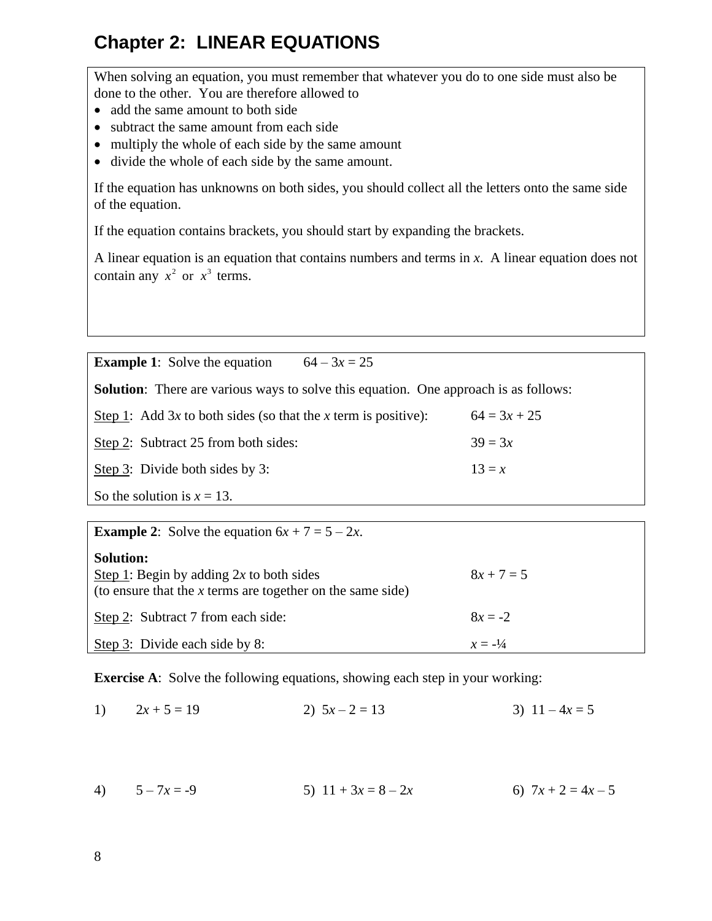# Chapter 2: LINEAR EQUATIONS

When solving an equation, you must remember that whatever you do to one side must also be done to the other. You are therefore allowed to

- add the same amount to both side
- subtract the same amount from each side
- multiply the whole of each side by the same amount
- divide the whole of each side by the same amount.

If the equation has unknowns on both sides, you should collect all the letters onto the same side of the equation.

If the equation contains brackets, you should start by expanding the brackets.

A linear equation is an equation that contains numbers and terms in $x$. A linear equation does not contain any $x^2$ or $x^3$ terms.

**Example 1**: Solve the equation $64 - 3x = 25$

**Solution**: There are various ways to solve this equation. One approach is as follows:

Step 1: Add $3x$ to both sides (so that the $x$ term is positive): $64 = 3x + 25$

Step 2: Subtract 25 from both sides: $39 = 3x$

Step 3: Divide both sides by 3: $13 = x$

So the solution is $x = 13$.

**Example 2**: Solve the equation $6x + 7 = 5 - 2x$.

**Solution:**

Step 1: Begin by adding $2x$ to both sides (to ensure that the $x$ terms are together on the same side): $8x + 7 = 5$

Step 2: Subtract 7 from each side: $8x = -2$

Step 3: Divide each side by 8: $x = -\frac{1}{4}$

**Exercise A**: Solve the following equations, showing each step in your working:

1) $2x + 5 = 19$  2) $5x - 2 = 13$  3) $11 - 4x = 5$

4) $5 - 7x = -9$  5) $11 + 3x = 8 - 2x$  6) $7x + 2 = 4x - 5$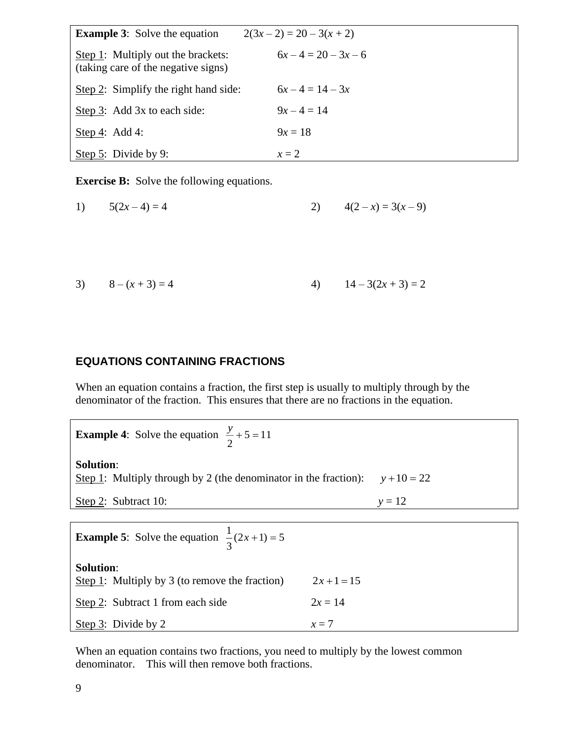**Example 3**: Solve the equation $2(3x – 2) = 20 – 3(x + 2)$

<u>Step 1</u>: Multiply out the brackets: (taking care of the negative signs) $6x – 4 = 20 – 3x – 6$

<u>Step 2</u>: Simplify the right hand side: $6x – 4 = 14 – 3x$

<u>Step 3</u>: Add 3x to each side: $9x – 4 = 14$

<u>Step 4</u>: Add 4: $9x = 18$

<u>Step 5</u>: Divide by 9: $x = 2$

**Exercise B:** Solve the following equations.

1) $5(2x – 4) = 4$

2) $4(2 – x) = 3(x – 9)$

3) $8 – (x + 3) = 4$

4) $14 – 3(2x + 3) = 2$

## EQUATIONS CONTAINING FRACTIONS

When an equation contains a fraction, the first step is usually to multiply through by the denominator of the fraction. This ensures that there are no fractions in the equation.

**Example 4**: Solve the equation $\frac{y}{2} + 5 = 11$

**Solution**:
<u>Step 1</u>: Multiply through by 2 (the denominator in the fraction): $y + 10 = 22$

<u>Step 2</u>: Subtract 10: $y = 12$

**Example 5**: Solve the equation $\frac{1}{3}(2x + 1) = 5$

**Solution**:
<u>Step 1</u>: Multiply by 3 (to remove the fraction) $2x + 1 = 15$

<u>Step 2</u>: Subtract 1 from each side $2x = 14$

<u>Step 3</u>: Divide by 2 $x = 7$

When an equation contains two fractions, you need to multiply by the lowest common denominator. This will then remove both fractions.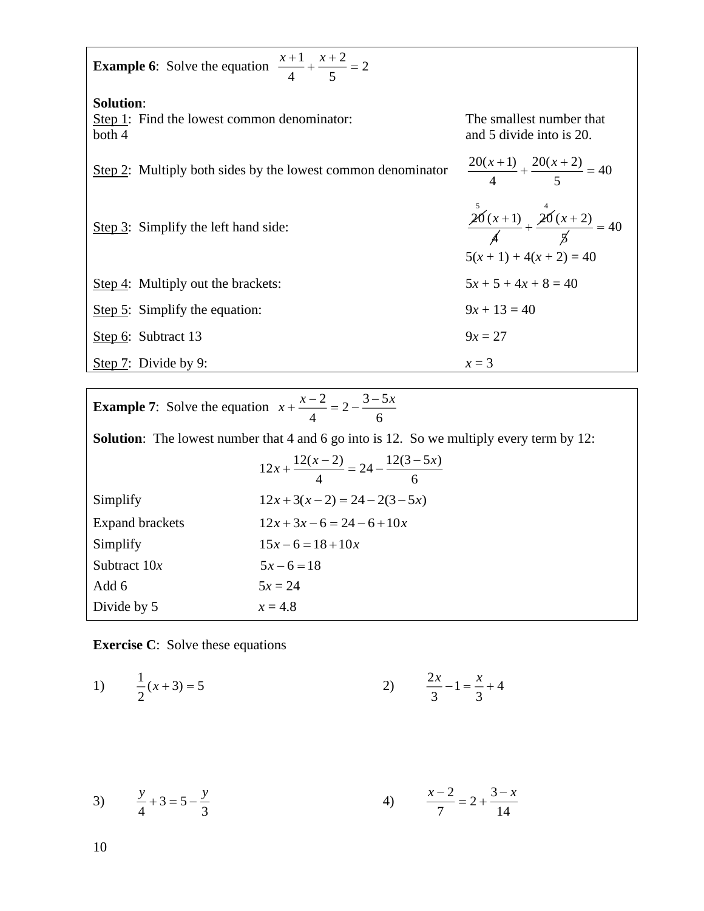**Example 6**: Solve the equation $\frac{x+1}{4} + \frac{x+2}{5} = 2$

**Solution**:

Step 1: Find the lowest common denominator: The smallest number that both 4 and 5 divide into is 20.

Step 2: Multiply both sides by the lowest common denominator

$$\frac{20(x+1)}{4} + \frac{20(x+2)}{5} = 40$$

Step 3: Simplify the left hand side:

$$\frac{\overset{5}{\cancel{20}}(x+1)}{\cancel{4}} + \frac{\overset{4}{\cancel{20}}(x+2)}{\cancel{5}} = 40$$

$5(x + 1) + 4(x + 2) = 40$

Step 4: Multiply out the brackets: $5x + 5 + 4x + 8 = 40$

Step 5: Simplify the equation: $9x + 13 = 40$

Step 6: Subtract 13 $9x = 27$

Step 7: Divide by 9: $x = 3$

**Example 7**: Solve the equation $x + \frac{x-2}{4} = 2 - \frac{3-5x}{6}$

**Solution**: The lowest number that 4 and 6 go into is 12. So we multiply every term by 12:

$$12x + \frac{12(x-2)}{4} = 24 - \frac{12(3-5x)}{6}$$

Simplify $12x + 3(x-2) = 24 - 2(3-5x)$

Expand brackets $12x + 3x - 6 = 24 - 6 + 10x$

Simplify $15x - 6 = 18 + 10x$

Subtract $10x$ $5x - 6 = 18$

Add 6 $5x = 24$

Divide by 5 $x = 4.8$

**Exercise C**: Solve these equations

1) $\frac{1}{2}(x+3) = 5$

2) $\frac{2x}{3} - 1 = \frac{x}{3} + 4$

3) $\frac{y}{4} + 3 = 5 - \frac{y}{3}$

4) $\frac{x-2}{7} = 2 + \frac{3-x}{14}$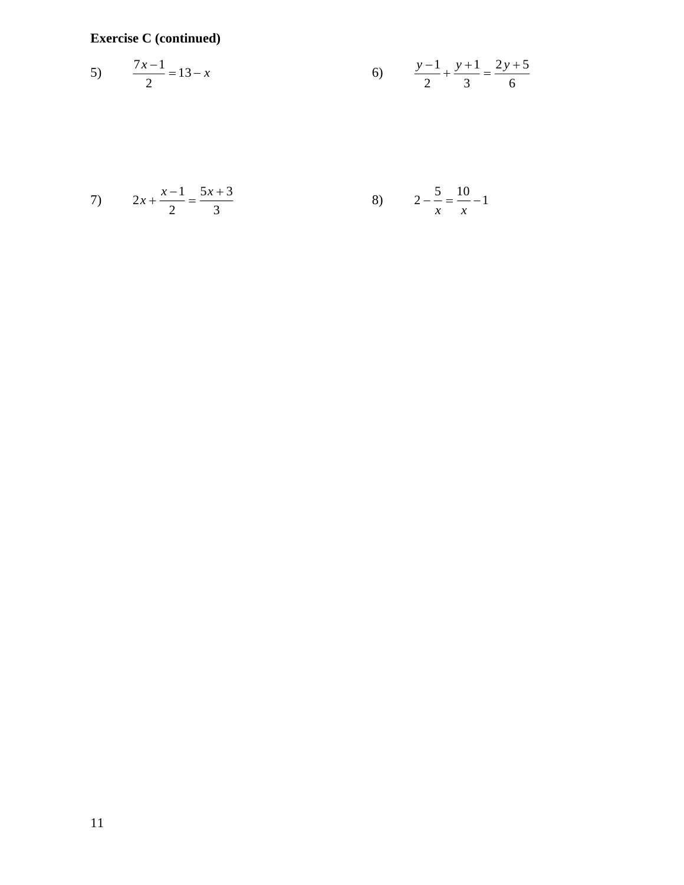**Exercise C (continued)**

5) $\dfrac{7x-1}{2} = 13 - x$

6) $\dfrac{y-1}{2} + \dfrac{y+1}{3} = \dfrac{2y+5}{6}$

7) $2x + \dfrac{x-1}{2} = \dfrac{5x+3}{3}$

8) $2 - \dfrac{5}{x} = \dfrac{10}{x} - 1$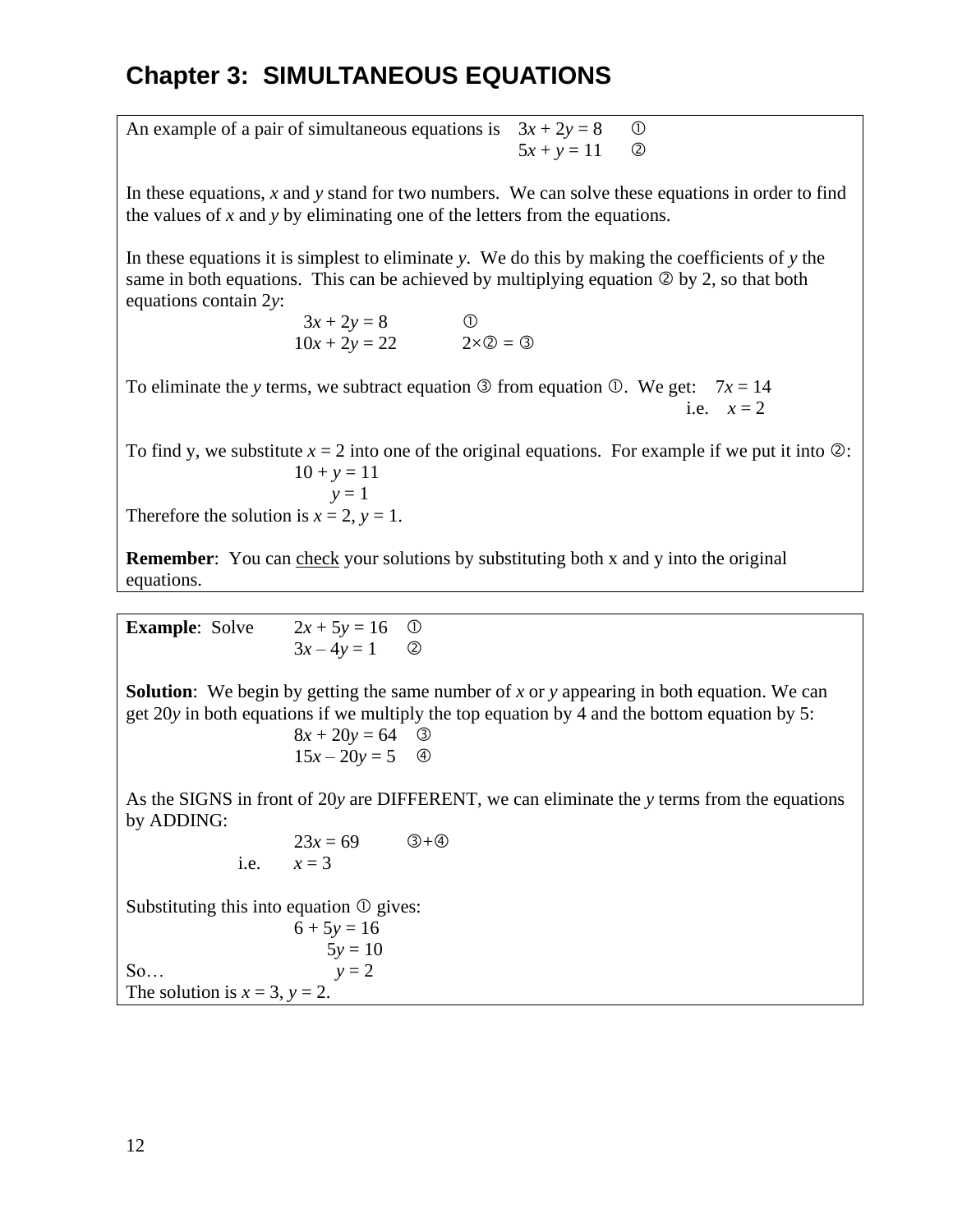# Chapter 3: SIMULTANEOUS EQUATIONS

An example of a pair of simultaneous equations is $3x + 2y = 8$ ①

$5x + y = 11$ ②

In these equations, *x* and *y* stand for two numbers. We can solve these equations in order to find the values of *x* and *y* by eliminating one of the letters from the equations.

In these equations it is simplest to eliminate *y*. We do this by making the coefficients of *y* the same in both equations. This can be achieved by multiplying equation ② by 2, so that both equations contain $2y$:

$$3x + 2y = 8 \quad ①$$
$$10x + 2y = 22 \quad 2×② = ③$$

To eliminate the *y* terms, we subtract equation ③ from equation ①. We get: $7x = 14$

i.e. $x = 2$

To find y, we substitute $x = 2$ into one of the original equations. For example if we put it into ②:

$$10 + y = 11$$
$$y = 1$$

Therefore the solution is $x = 2$, $y = 1$.

**Remember**: You can <u>check</u> your solutions by substituting both x and y into the original equations.

---

**Example**: Solve $2x + 5y = 16$ ①

$3x – 4y = 1$ ②

**Solution**: We begin by getting the same number of *x* or *y* appearing in both equation. We can get $20y$ in both equations if we multiply the top equation by 4 and the bottom equation by 5:

$$8x + 20y = 64 \quad ③$$
$$15x – 20y = 5 \quad ④$$

As the SIGNS in front of $20y$ are DIFFERENT, we can eliminate the *y* terms from the equations by ADDING:

$$23x = 69 \quad ③+④$$

i.e. $x = 3$

Substituting this into equation ① gives:

$$6 + 5y = 16$$
$$5y = 10$$

So… $y = 2$

The solution is $x = 3$, $y = 2$.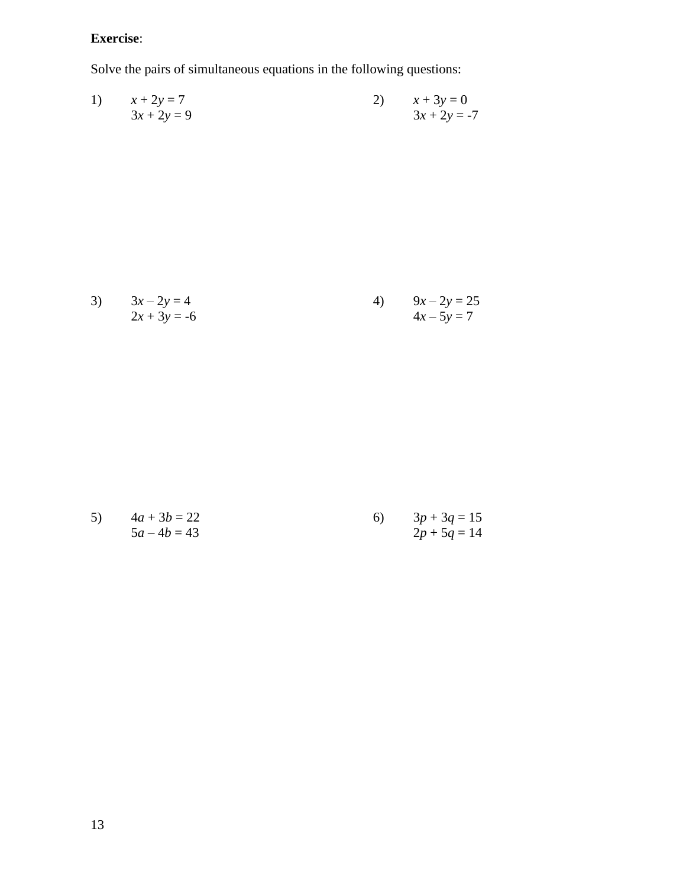**Exercise**:

Solve the pairs of simultaneous equations in the following questions:

1) $x + 2y = 7$
   $3x + 2y = 9$

2) $x + 3y = 0$
   $3x + 2y = -7$

3) $3x - 2y = 4$
   $2x + 3y = -6$

4) $9x - 2y = 25$
   $4x - 5y = 7$

5) $4a + 3b = 22$
   $5a - 4b = 43$

6) $3p + 3q = 15$
   $2p + 5q = 14$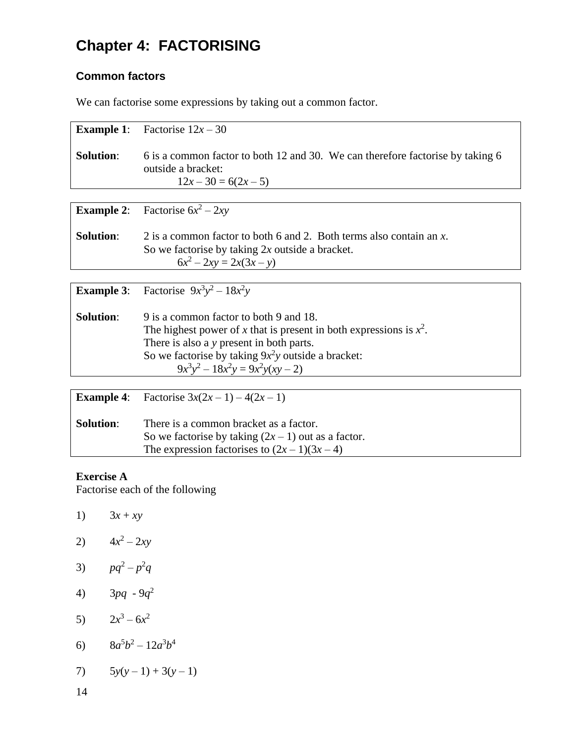# Chapter 4: FACTORISING

## Common factors

We can factorise some expressions by taking out a common factor.

**Example 1**: Factorise $12x – 30$

**Solution**: 6 is a common factor to both 12 and 30. We can therefore factorise by taking 6 outside a bracket:

$$12x – 30 = 6(2x – 5)$$

**Example 2**: Factorise $6x^2 – 2xy$

**Solution**: 2 is a common factor to both 6 and 2. Both terms also contain an $x$.
So we factorise by taking $2x$ outside a bracket.

$$6x^2 – 2xy = 2x(3x – y)$$

**Example 3**: Factorise $9x^3y^2 – 18x^2y$

**Solution**: 9 is a common factor to both 9 and 18.
The highest power of $x$ that is present in both expressions is $x^2$.
There is also a $y$ present in both parts.
So we factorise by taking $9x^2y$ outside a bracket:

$$9x^3y^2 – 18x^2y = 9x^2y(xy – 2)$$

**Example 4**: Factorise $3x(2x – 1) – 4(2x – 1)$

**Solution**: There is a common bracket as a factor.
So we factorise by taking $(2x – 1)$ out as a factor.
The expression factorises to $(2x – 1)(3x – 4)$

**Exercise A**
Factorise each of the following

1) $3x + xy$

2) $4x^2 – 2xy$

3) $pq^2 – p^2q$

4) $3pq - 9q^2$

5) $2x^3 – 6x^2$

6) $8a^5b^2 – 12a^3b^4$

7) $5y(y – 1) + 3(y – 1)$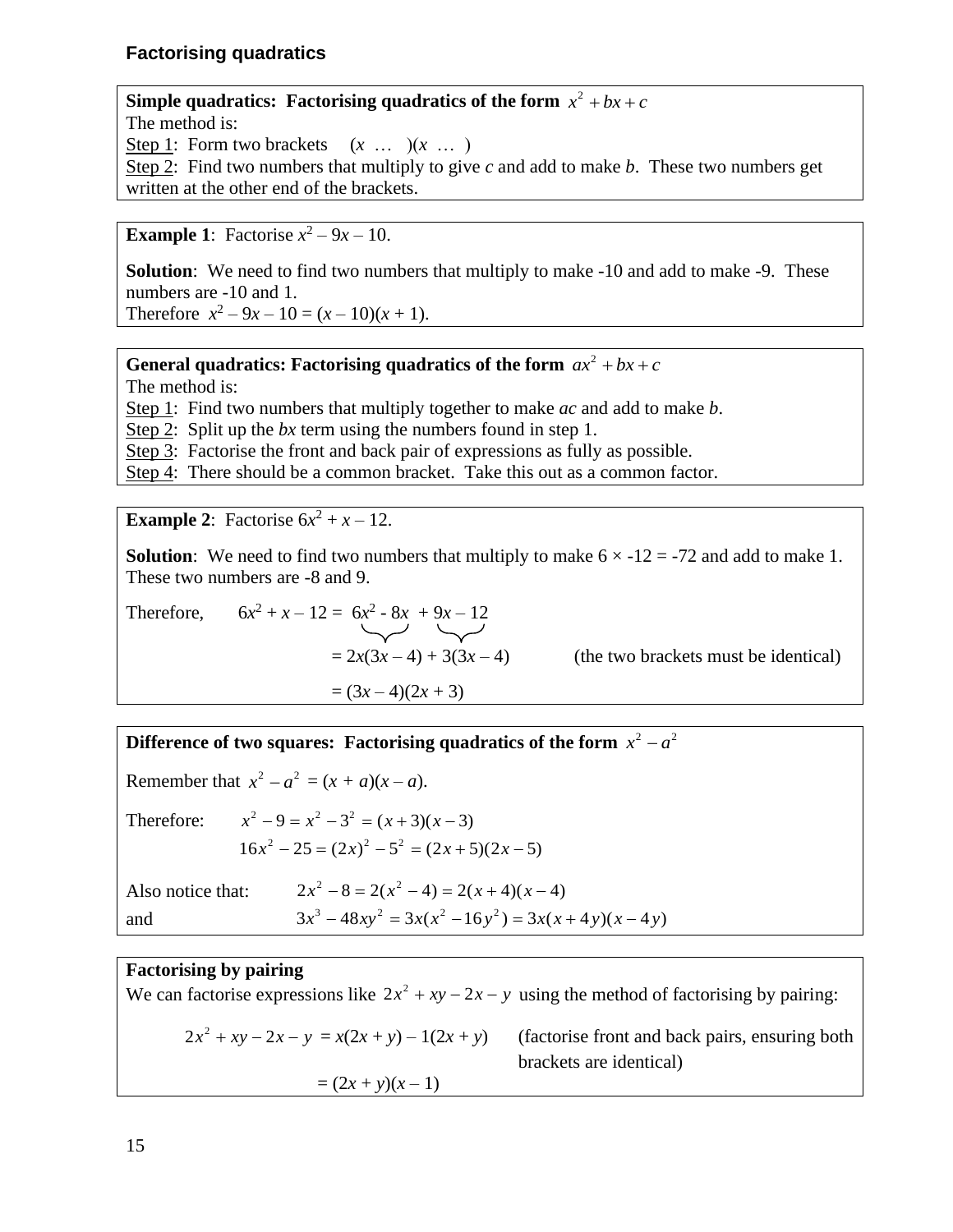## Factorising quadratics

**Simple quadratics: Factorising quadratics of the form $x^2 + bx + c$**

The method is:

Step 1: Form two brackets $(x \; \ldots \;)(x \; \ldots \;)$

Step 2: Find two numbers that multiply to give $c$ and add to make $b$. These two numbers get written at the other end of the brackets.

**Example 1**: Factorise $x^2 - 9x - 10$.

**Solution**: We need to find two numbers that multiply to make -10 and add to make -9. These numbers are -10 and 1.

Therefore $x^2 - 9x - 10 = (x - 10)(x + 1)$.

**General quadratics: Factorising quadratics of the form $ax^2 + bx + c$**

The method is:

Step 1: Find two numbers that multiply together to make $ac$ and add to make $b$.

Step 2: Split up the $bx$ term using the numbers found in step 1.

Step 3: Factorise the front and back pair of expressions as fully as possible.

Step 4: There should be a common bracket. Take this out as a common factor.

**Example 2**: Factorise $6x^2 + x - 12$.

**Solution**: We need to find two numbers that multiply to make $6 \times -12 = -72$ and add to make 1. These two numbers are -8 and 9.

Therefore,

$$6x^2 + x - 12 = 6x^2 - 8x + 9x - 12$$

$$= 2x(3x - 4) + 3(3x - 4) \quad \text{(the two brackets must be identical)}$$

$$= (3x - 4)(2x + 3)$$

**Difference of two squares: Factorising quadratics of the form $x^2 - a^2$**

Remember that $x^2 - a^2 = (x + a)(x - a)$.

Therefore:

$$x^2 - 9 = x^2 - 3^2 = (x + 3)(x - 3)$$

$$16x^2 - 25 = (2x)^2 - 5^2 = (2x + 5)(2x - 5)$$

Also notice that:

$$2x^2 - 8 = 2(x^2 - 4) = 2(x + 4)(x - 4)$$

and

$$3x^3 - 48xy^2 = 3x(x^2 - 16y^2) = 3x(x + 4y)(x - 4y)$$

**Factorising by pairing**

We can factorise expressions like $2x^2 + xy - 2x - y$ using the method of factorising by pairing:

$$2x^2 + xy - 2x - y = x(2x + y) - 1(2x + y) \quad \text{(factorise front and back pairs, ensuring both brackets are identical)}$$

$$= (2x + y)(x - 1)$$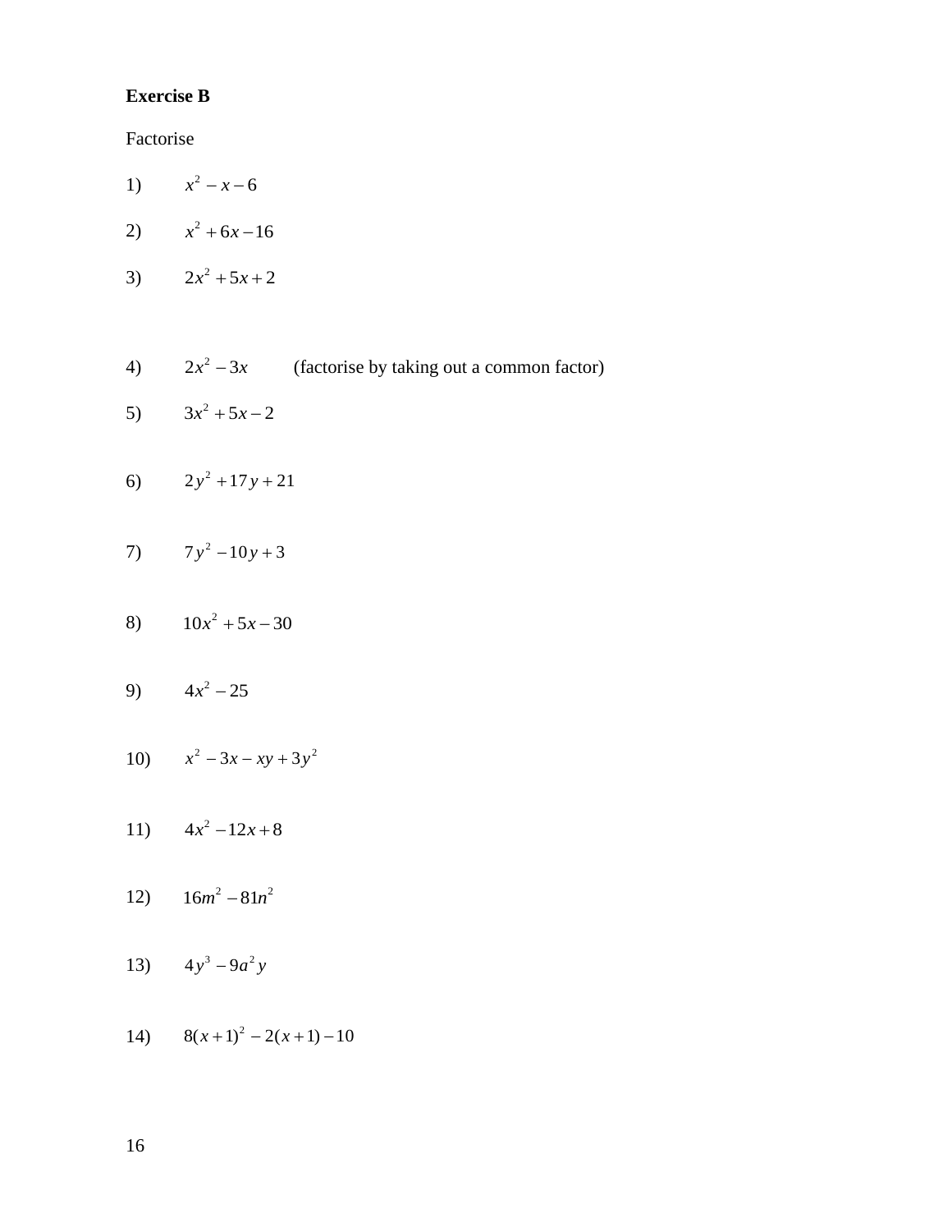**Exercise B**

Factorise

1) $x^2 - x - 6$

2) $x^2 + 6x - 16$

3) $2x^2 + 5x + 2$

4) $2x^2 - 3x$ (factorise by taking out a common factor)

5) $3x^2 + 5x - 2$

6) $2y^2 + 17y + 21$

7) $7y^2 - 10y + 3$

8) $10x^2 + 5x - 30$

9) $4x^2 - 25$

10) $x^2 - 3x - xy + 3y^2$

11) $4x^2 - 12x + 8$

12) $16m^2 - 81n^2$

13) $4y^3 - 9a^2y$

14) $8(x+1)^2 - 2(x+1) - 10$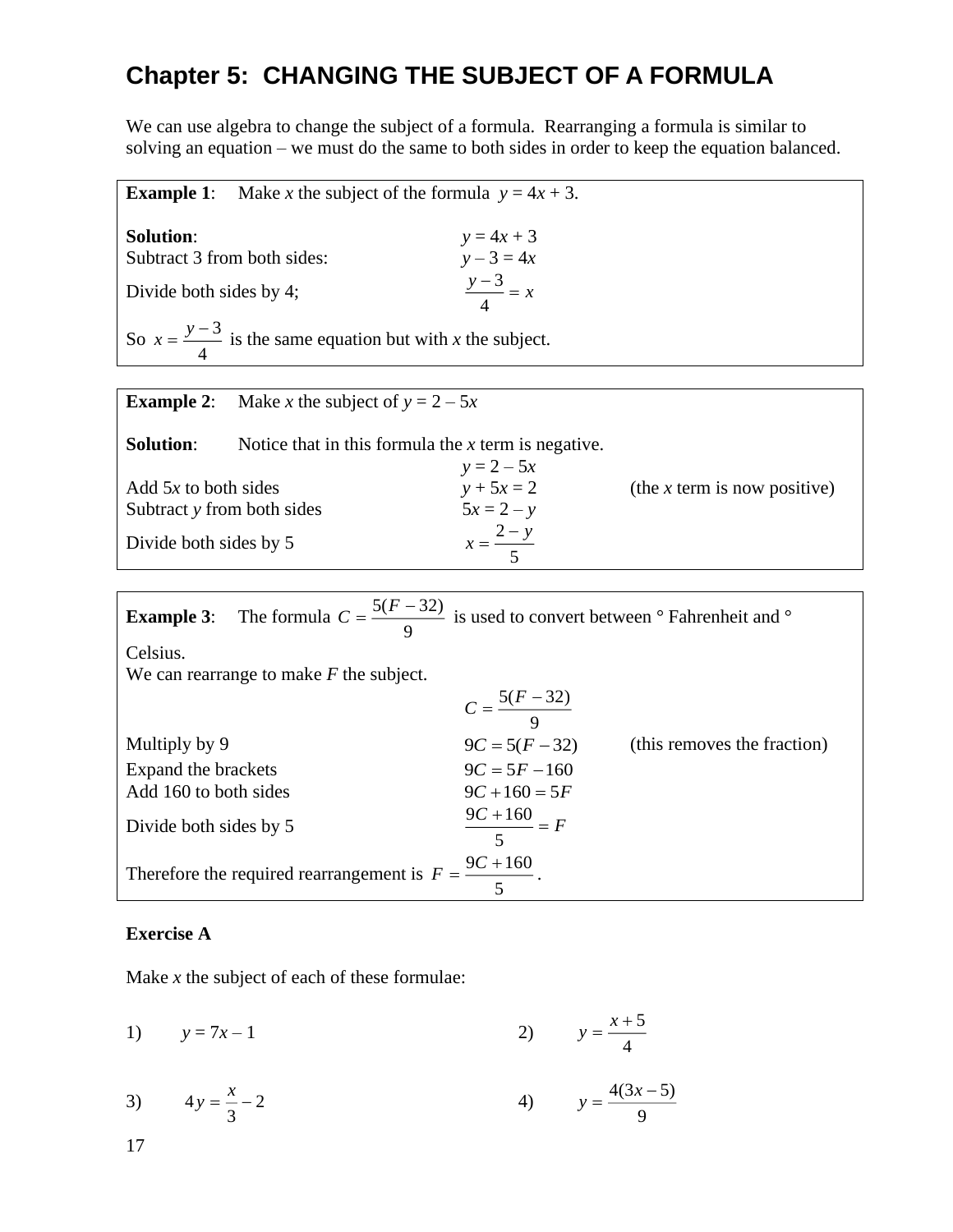# Chapter 5: CHANGING THE SUBJECT OF A FORMULA

We can use algebra to change the subject of a formula. Rearranging a formula is similar to solving an equation – we must do the same to both sides in order to keep the equation balanced.

**Example 1**: Make $x$ the subject of the formula $y = 4x + 3$.

**Solution**:

| | |
|---|---|
| | $y = 4x + 3$ |
| Subtract 3 from both sides: | $y - 3 = 4x$ |
| Divide both sides by 4; | $\dfrac{y-3}{4} = x$ |

So $x = \dfrac{y-3}{4}$ is the same equation but with $x$ the subject.

**Example 2**: Make $x$ the subject of $y = 2 - 5x$

**Solution**: Notice that in this formula the $x$ term is negative.

| | | |
|---|---|---|
| | $y = 2 - 5x$ | |
| Add $5x$ to both sides | $y + 5x = 2$ | (the $x$ term is now positive) |
| Subtract $y$ from both sides | $5x = 2 - y$ | |
| Divide both sides by 5 | $x = \dfrac{2-y}{5}$ | |

**Example 3**: The formula $C = \dfrac{5(F-32)}{9}$ is used to convert between ° Fahrenheit and ° Celsius.

We can rearrange to make $F$ the subject.

| | | |
|---|---|---|
| | $C = \dfrac{5(F-32)}{9}$ | |
| Multiply by 9 | $9C = 5(F-32)$ | (this removes the fraction) |
| Expand the brackets | $9C = 5F - 160$ | |
| Add 160 to both sides | $9C + 160 = 5F$ | |
| Divide both sides by 5 | $\dfrac{9C+160}{5} = F$ | |

Therefore the required rearrangement is $F = \dfrac{9C+160}{5}$.

**Exercise A**

Make $x$ the subject of each of these formulae:

1) $y = 7x - 1$

2) $y = \dfrac{x+5}{4}$

3) $4y = \dfrac{x}{3} - 2$

4) $y = \dfrac{4(3x-5)}{9}$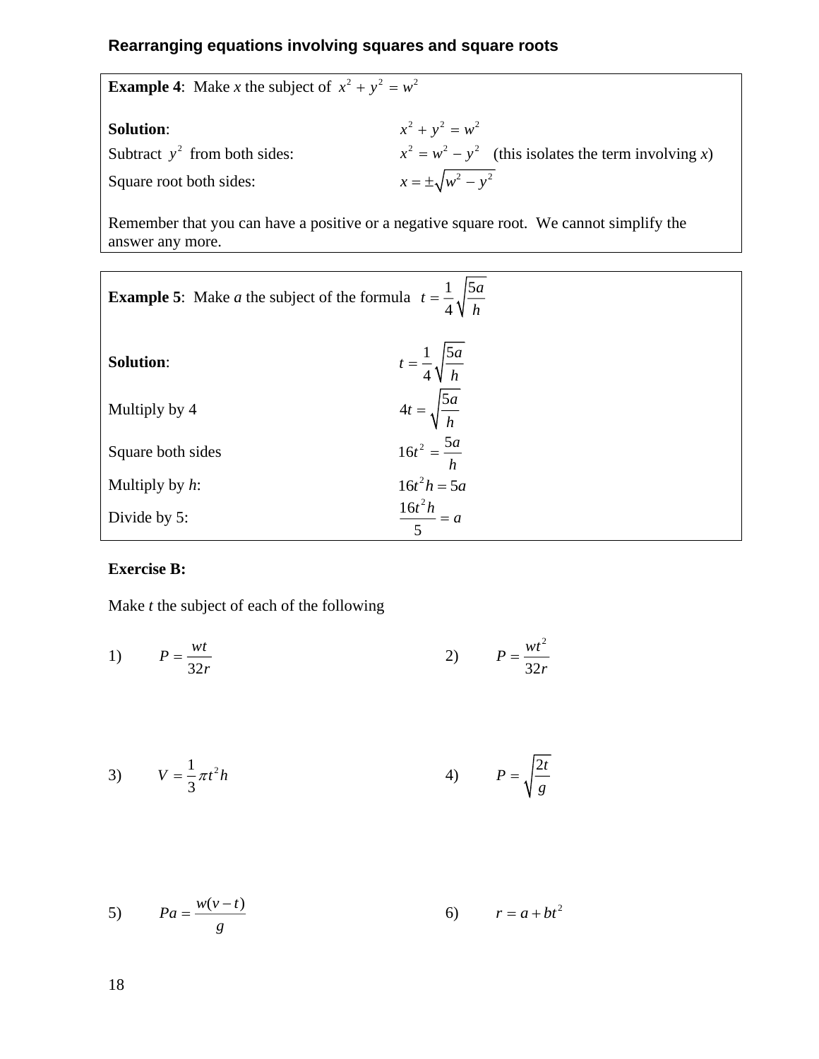## Rearranging equations involving squares and square roots

**Example 4**: Make *x* the subject of $x^2 + y^2 = w^2$

**Solution**: $x^2 + y^2 = w^2$

Subtract $y^2$ from both sides: $x^2 = w^2 - y^2$ (this isolates the term involving *x*)

Square root both sides: $x = \pm\sqrt{w^2 - y^2}$

Remember that you can have a positive or a negative square root. We cannot simplify the answer any more.

**Example 5**: Make *a* the subject of the formula $t = \frac{1}{4}\sqrt{\frac{5a}{h}}$

**Solution**: $t = \frac{1}{4}\sqrt{\frac{5a}{h}}$

Multiply by 4 $4t = \sqrt{\frac{5a}{h}}$

Square both sides $16t^2 = \frac{5a}{h}$

Multiply by *h*: $16t^2 h = 5a$

Divide by 5: $\frac{16t^2 h}{5} = a$

**Exercise B:**

Make *t* the subject of each of the following

1) $P = \frac{wt}{32r}$

2) $P = \frac{wt^2}{32r}$

3) $V = \frac{1}{3}\pi t^2 h$

4) $P = \sqrt{\frac{2t}{g}}$

5) $Pa = \frac{w(v - t)}{g}$

6) $r = a + bt^2$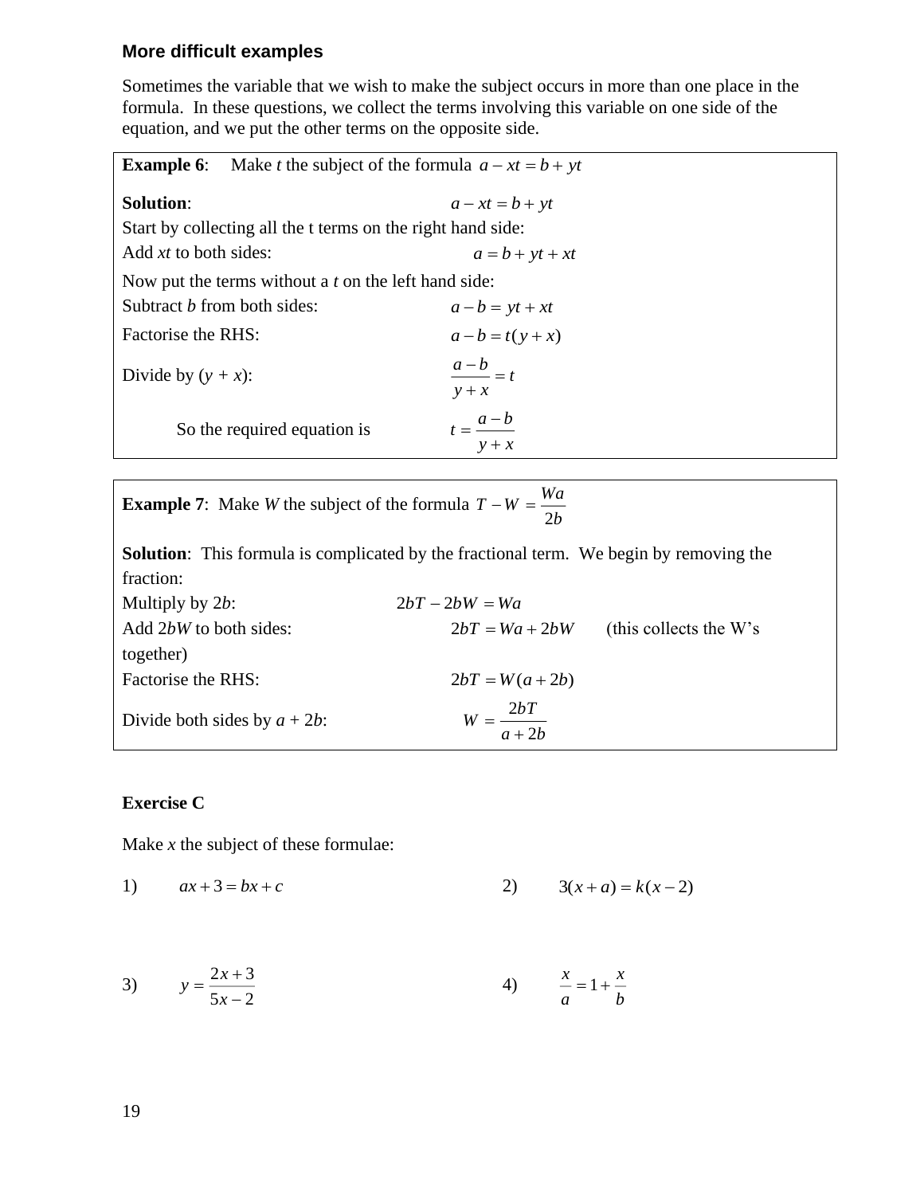### More difficult examples

Sometimes the variable that we wish to make the subject occurs in more than one place in the formula. In these questions, we collect the terms involving this variable on one side of the equation, and we put the other terms on the opposite side.

**Example 6**: Make $t$ the subject of the formula $a - xt = b + yt$

**Solution**: $a - xt = b + yt$

Start by collecting all the t terms on the right hand side:

Add $xt$ to both sides: $a = b + yt + xt$

Now put the terms without a $t$ on the left hand side:

Subtract $b$ from both sides: $a - b = yt + xt$

Factorise the RHS: $a - b = t(y + x)$

Divide by ($y + x$): $\dfrac{a-b}{y+x} = t$

So the required equation is $t = \dfrac{a-b}{y+x}$

**Example 7**: Make $W$ the subject of the formula $T - W = \dfrac{Wa}{2b}$

**Solution**: This formula is complicated by the fractional term. We begin by removing the fraction:

Multiply by $2b$: $2bT - 2bW = Wa$

Add $2bW$ to both sides: $2bT = Wa + 2bW$ (this collects the W's together)

Factorise the RHS: $2bT = W(a + 2b)$

Divide both sides by $a + 2b$: $W = \dfrac{2bT}{a + 2b}$

**Exercise C**

Make $x$ the subject of these formulae:

1) $ax + 3 = bx + c$

2) $3(x + a) = k(x - 2)$

3) $y = \dfrac{2x + 3}{5x - 2}$

4) $\dfrac{x}{a} = 1 + \dfrac{x}{b}$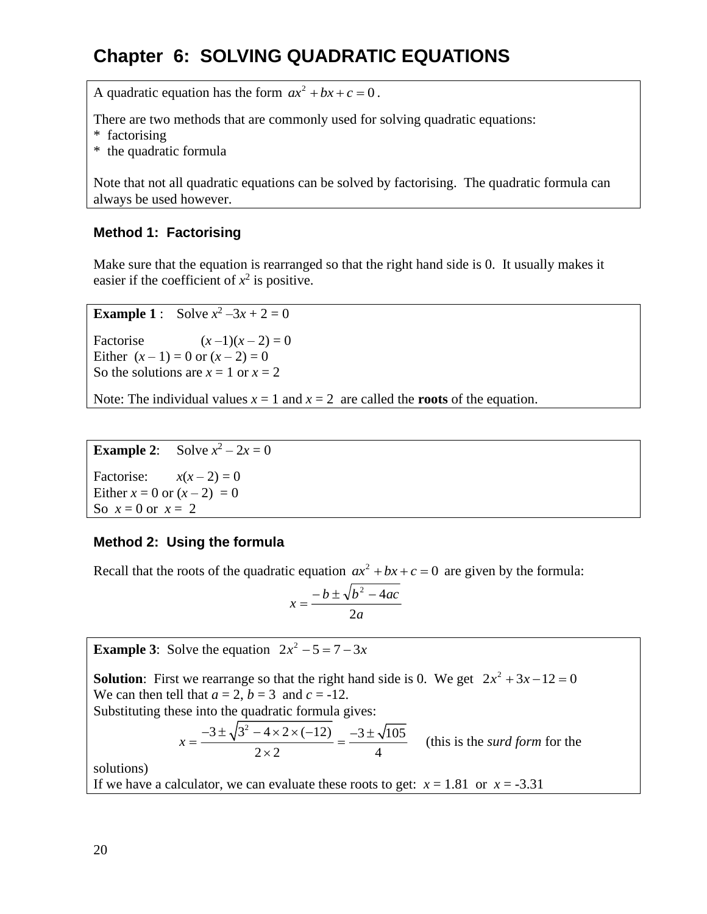# Chapter 6: SOLVING QUADRATIC EQUATIONS

A quadratic equation has the form $ax^2 + bx + c = 0$.

There are two methods that are commonly used for solving quadratic equations:
* factorising
* the quadratic formula

Note that not all quadratic equations can be solved by factorising. The quadratic formula can always be used however.

### Method 1: Factorising

Make sure that the equation is rearranged so that the right hand side is 0. It usually makes it easier if the coefficient of $x^2$ is positive.

**Example 1** : Solve $x^2 - 3x + 2 = 0$

Factorise $(x-1)(x-2) = 0$
Either $(x-1) = 0$ or $(x-2) = 0$
So the solutions are $x = 1$ or $x = 2$

Note: The individual values $x = 1$ and $x = 2$ are called the **roots** of the equation.

**Example 2**: Solve $x^2 - 2x = 0$

Factorise: $x(x-2) = 0$
Either $x = 0$ or $(x-2) = 0$
So $x = 0$ or $x = 2$

### Method 2: Using the formula

Recall that the roots of the quadratic equation $ax^2 + bx + c = 0$ are given by the formula:

$$x = \frac{-b \pm \sqrt{b^2 - 4ac}}{2a}$$

**Example 3**: Solve the equation $2x^2 - 5 = 7 - 3x$

**Solution**: First we rearrange so that the right hand side is 0. We get $2x^2 + 3x - 12 = 0$
We can then tell that $a = 2$, $b = 3$ and $c = -12$.
Substituting these into the quadratic formula gives:

$$x = \frac{-3 \pm \sqrt{3^2 - 4 \times 2 \times (-12)}}{2 \times 2} = \frac{-3 \pm \sqrt{105}}{4}$$

(this is the *surd form* for the solutions)
If we have a calculator, we can evaluate these roots to get: $x = 1.81$ or $x = -3.31$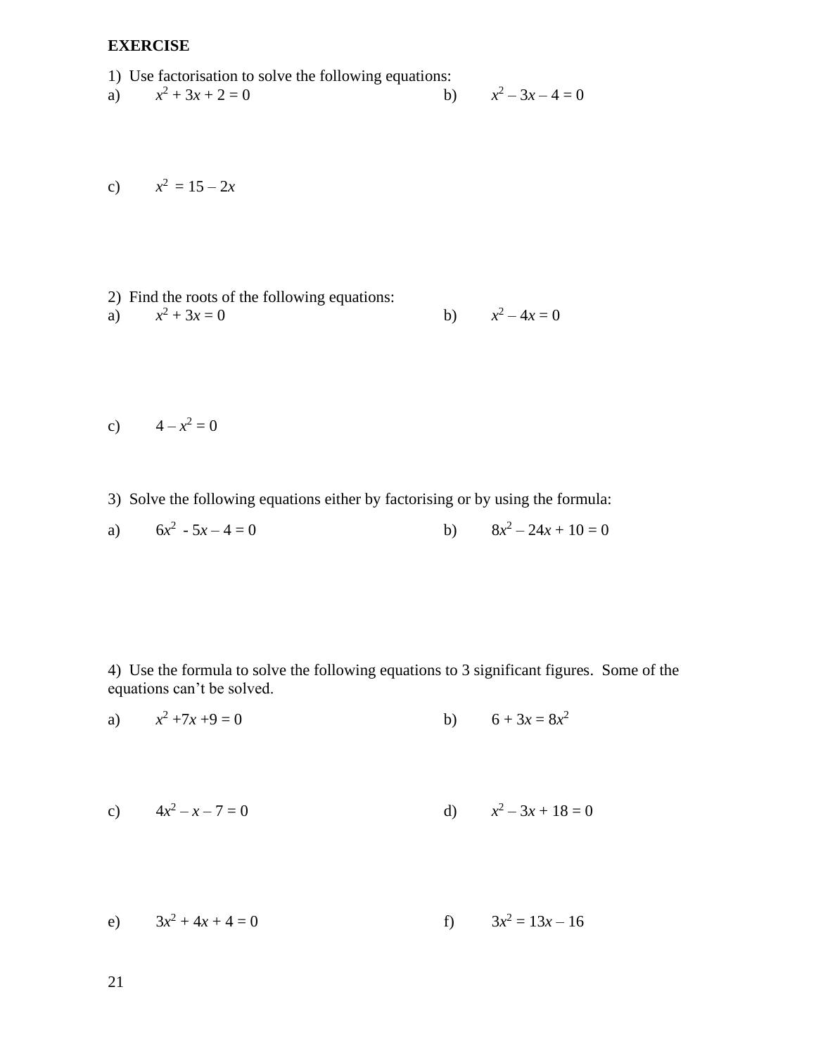**EXERCISE**

1) Use factorisation to solve the following equations:

a) $x^2 + 3x + 2 = 0$

b) $x^2 - 3x - 4 = 0$

c) $x^2 = 15 - 2x$

2) Find the roots of the following equations:

a) $x^2 + 3x = 0$

b) $x^2 - 4x = 0$

c) $4 - x^2 = 0$

3) Solve the following equations either by factorising or by using the formula:

a) $6x^2 - 5x - 4 = 0$

b) $8x^2 - 24x + 10 = 0$

4) Use the formula to solve the following equations to 3 significant figures. Some of the equations can't be solved.

a) $x^2 + 7x + 9 = 0$

b) $6 + 3x = 8x^2$

c) $4x^2 - x - 7 = 0$

d) $x^2 - 3x + 18 = 0$

e) $3x^2 + 4x + 4 = 0$

f) $3x^2 = 13x - 16$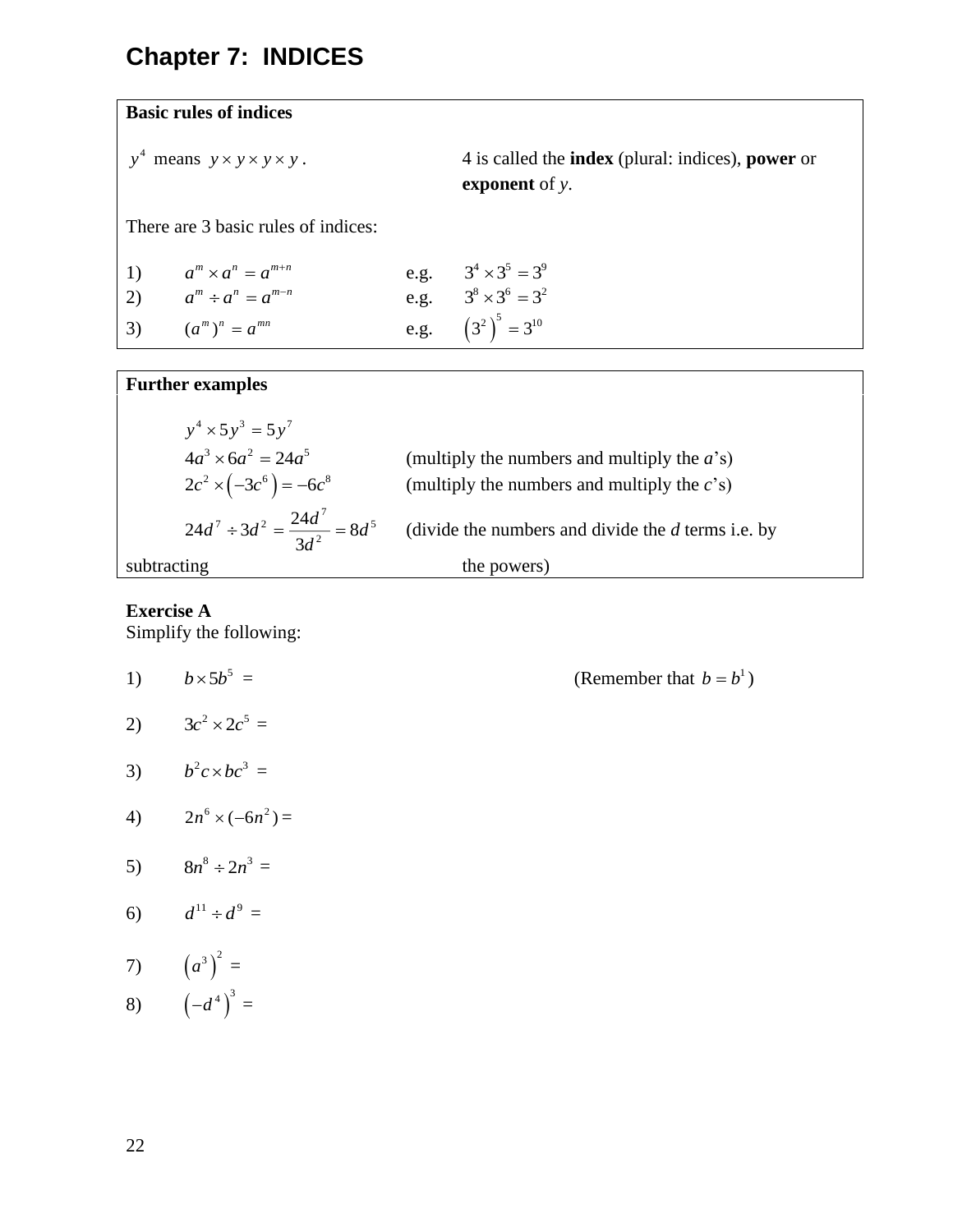# Chapter 7: INDICES

**Basic rules of indices**

$y^4$ means $y \times y \times y \times y$ .

4 is called the **index** (plural: indices), **power** or **exponent** of *y*.

There are 3 basic rules of indices:

1) $a^m \times a^n = a^{m+n}$ e.g. $3^4 \times 3^5 = 3^9$
2) $a^m \div a^n = a^{m-n}$ e.g. $3^8 \times 3^6 = 3^2$
3) $(a^m)^n = a^{mn}$ e.g. $\left(3^2\right)^5 = 3^{10}$

**Further examples**

$y^4 \times 5y^3 = 5y^7$

$4a^3 \times 6a^2 = 24a^5$ (multiply the numbers and multiply the *a*'s)

$2c^2 \times \left(-3c^6\right) = -6c^8$ (multiply the numbers and multiply the *c*'s)

$24d^7 \div 3d^2 = \dfrac{24d^7}{3d^2} = 8d^5$ (divide the numbers and divide the *d* terms i.e. by subtracting the powers)

**Exercise A**
Simplify the following:

1) $b \times 5b^5 =$ (Remember that $b = b^1$)

2) $3c^2 \times 2c^5 =$

3) $b^2c \times bc^3 =$

4) $2n^6 \times (-6n^2) =$

5) $8n^8 \div 2n^3 =$

6) $d^{11} \div d^9 =$

7) $\left(a^3\right)^2 =$

8) $\left(-d^4\right)^3 =$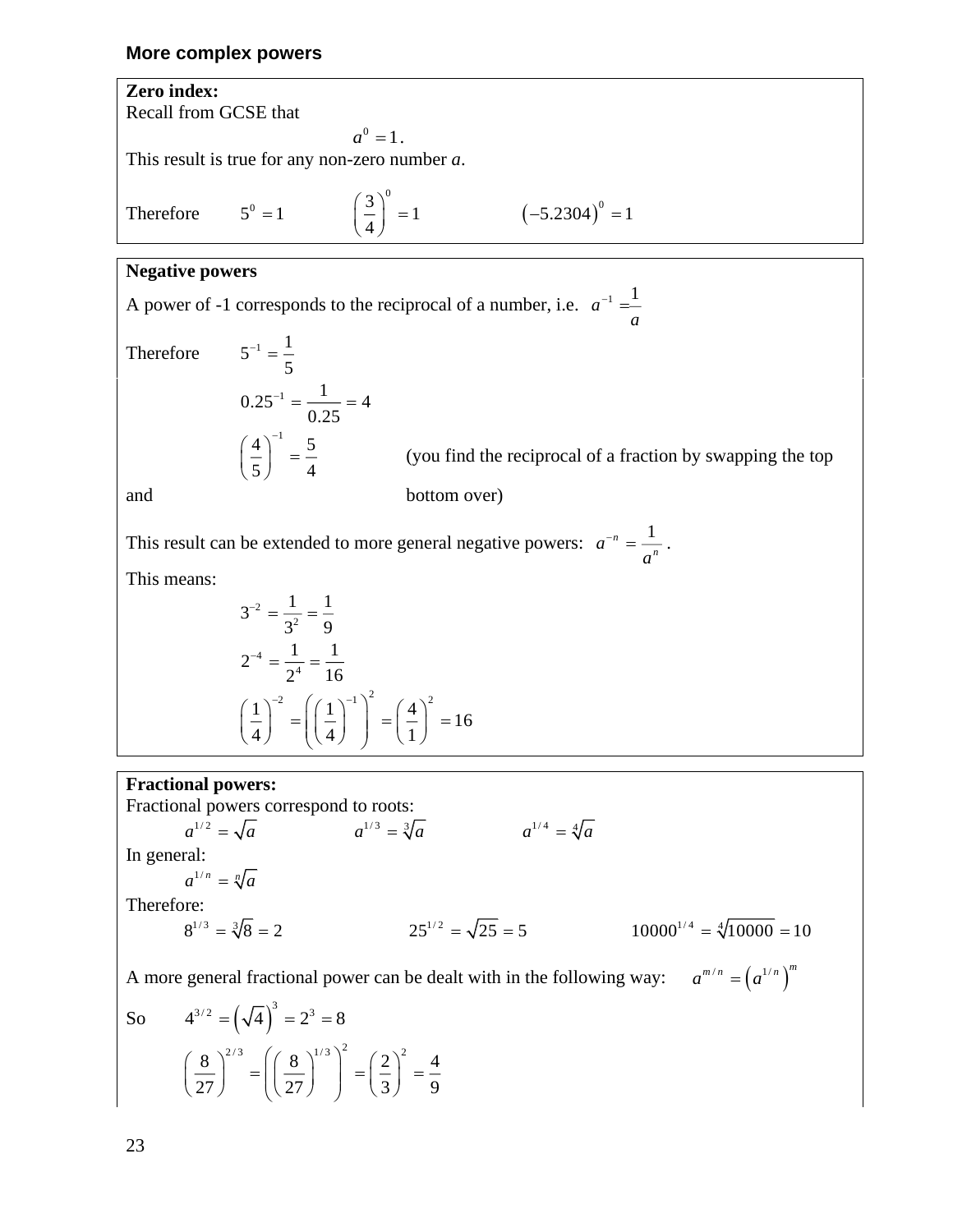## More complex powers

**Zero index:**

Recall from GCSE that

$$a^0 = 1.$$

This result is true for any non-zero number *a*.

Therefore $5^0 = 1$ $\quad \left(\frac{3}{4}\right)^0 = 1$ $\quad (-5.2304)^0 = 1$

**Negative powers**

A power of -1 corresponds to the reciprocal of a number, i.e. $a^{-1} = \frac{1}{a}$

Therefore $5^{-1} = \frac{1}{5}$

$$0.25^{-1} = \frac{1}{0.25} = 4$$

$$\left(\frac{4}{5}\right)^{-1} = \frac{5}{4}$$

(you find the reciprocal of a fraction by swapping the top and bottom over)

This result can be extended to more general negative powers: $a^{-n} = \frac{1}{a^n}$.

This means:

$$3^{-2} = \frac{1}{3^2} = \frac{1}{9}$$

$$2^{-4} = \frac{1}{2^4} = \frac{1}{16}$$

$$\left(\frac{1}{4}\right)^{-2} = \left(\left(\frac{1}{4}\right)^{-1}\right)^2 = \left(\frac{4}{1}\right)^2 = 16$$

**Fractional powers:**

Fractional powers correspond to roots:

$a^{1/2} = \sqrt{a}$ $\quad a^{1/3} = \sqrt[3]{a}$ $\quad a^{1/4} = \sqrt[4]{a}$

In general:

$$a^{1/n} = \sqrt[n]{a}$$

Therefore:

$8^{1/3} = \sqrt[3]{8} = 2$ $\quad 25^{1/2} = \sqrt{25} = 5$ $\quad 10000^{1/4} = \sqrt[4]{10000} = 10$

A more general fractional power can be dealt with in the following way: $a^{m/n} = \left(a^{1/n}\right)^m$

So $4^{3/2} = \left(\sqrt{4}\right)^3 = 2^3 = 8$

$$\left(\frac{8}{27}\right)^{2/3} = \left(\left(\frac{8}{27}\right)^{1/3}\right)^2 = \left(\frac{2}{3}\right)^2 = \frac{4}{9}$$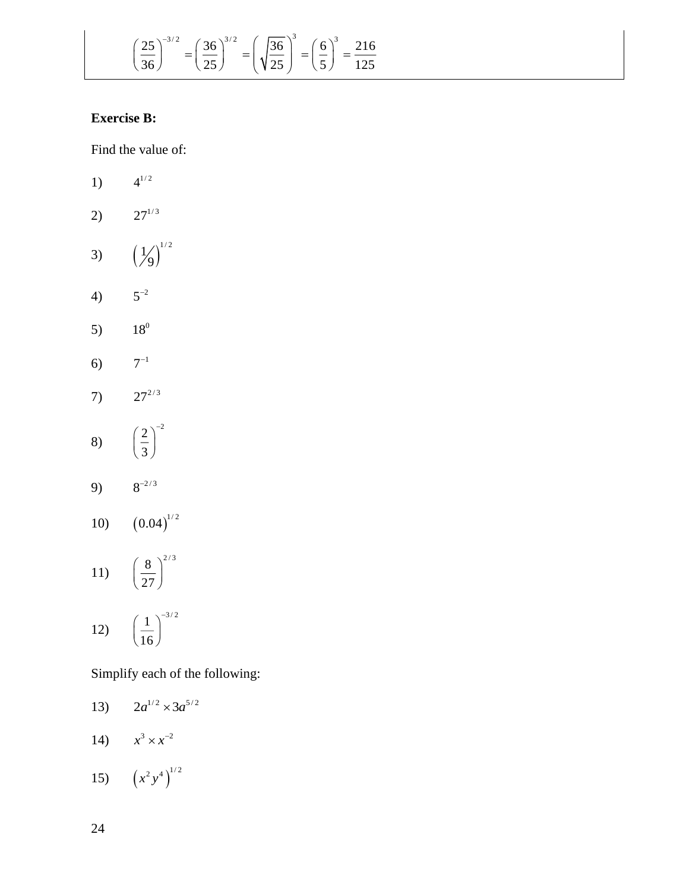$$\left(\frac{25}{36}\right)^{-3/2} = \left(\frac{36}{25}\right)^{3/2} = \left(\sqrt{\frac{36}{25}}\right)^3 = \left(\frac{6}{5}\right)^3 = \frac{216}{125}$$

**Exercise B:**

Find the value of:

1) $4^{1/2}$

2) $27^{1/3}$

3) $\left(1/9\right)^{1/2}$

4) $5^{-2}$

5) $18^0$

6) $7^{-1}$

7) $27^{2/3}$

8) $\left(\frac{2}{3}\right)^{-2}$

9) $8^{-2/3}$

10) $\left(0.04\right)^{1/2}$

11) $\left(\frac{8}{27}\right)^{2/3}$

12) $\left(\frac{1}{16}\right)^{-3/2}$

Simplify each of the following:

13) $2a^{1/2} \times 3a^{5/2}$

14) $x^3 \times x^{-2}$

15) $\left(x^2 y^4\right)^{1/2}$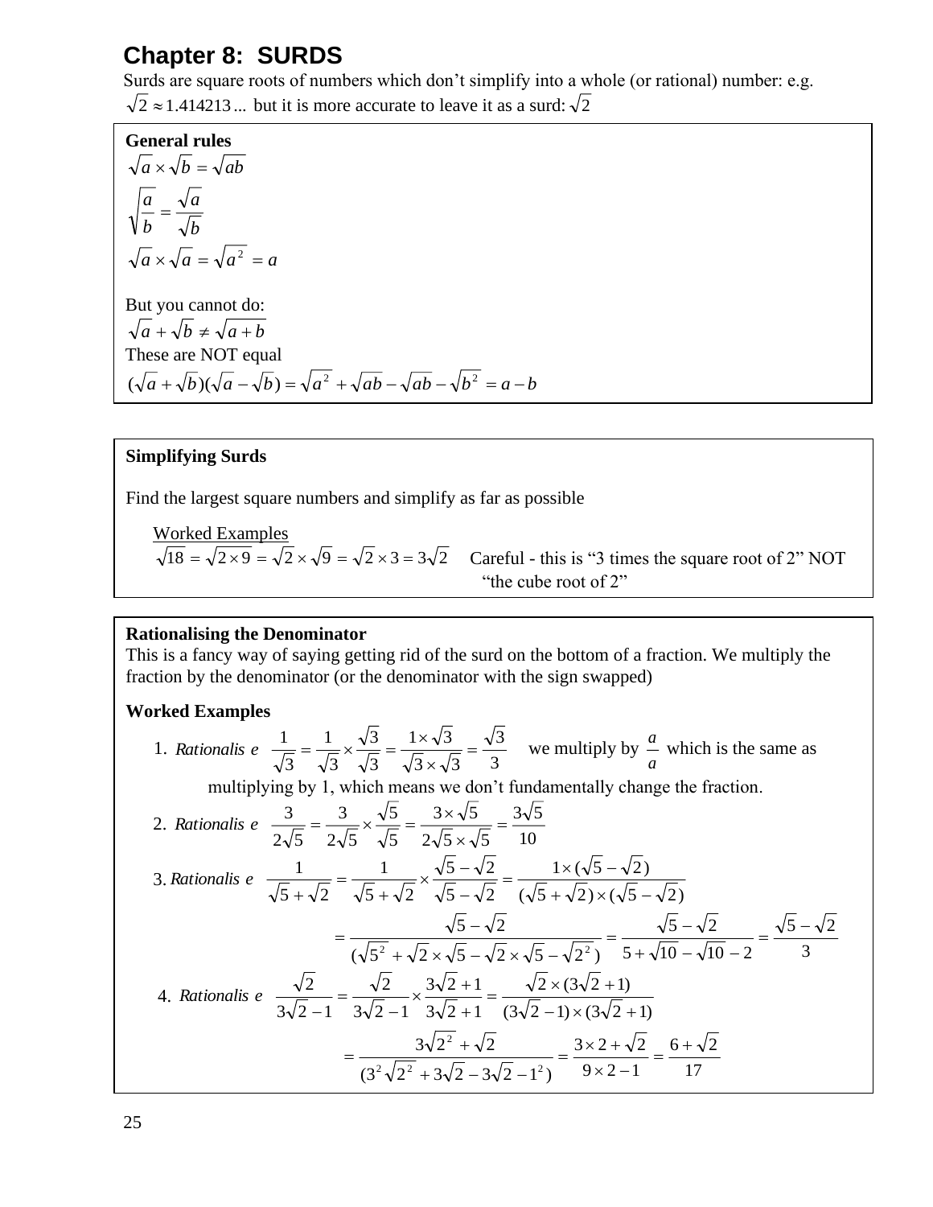# Chapter 8: SURDS

Surds are square roots of numbers which don't simplify into a whole (or rational) number: e.g. $\sqrt{2} \approx 1.414213...$ but it is more accurate to leave it as a surd: $\sqrt{2}$

**General rules**

$\sqrt{a} \times \sqrt{b} = \sqrt{ab}$

$\sqrt{\frac{a}{b}} = \frac{\sqrt{a}}{\sqrt{b}}$

$\sqrt{a} \times \sqrt{a} = \sqrt{a^2} = a$

But you cannot do:

$\sqrt{a} + \sqrt{b} \neq \sqrt{a+b}$

These are NOT equal

$(\sqrt{a} + \sqrt{b})(\sqrt{a} - \sqrt{b}) = \sqrt{a^2} + \sqrt{ab} - \sqrt{ab} - \sqrt{b^2} = a - b$

**Simplifying Surds**

Find the largest square numbers and simplify as far as possible

Worked Examples

$\sqrt{18} = \sqrt{2 \times 9} = \sqrt{2} \times \sqrt{9} = \sqrt{2} \times 3 = 3\sqrt{2}$ Careful - this is "3 times the square root of 2" NOT "the cube root of 2"

**Rationalising the Denominator**

This is a fancy way of saying getting rid of the surd on the bottom of a fraction. We multiply the fraction by the denominator (or the denominator with the sign swapped)

**Worked Examples**

1. *Rationalise* $\frac{1}{\sqrt{3}} = \frac{1}{\sqrt{3}} \times \frac{\sqrt{3}}{\sqrt{3}} = \frac{1 \times \sqrt{3}}{\sqrt{3} \times \sqrt{3}} = \frac{\sqrt{3}}{3}$ we multiply by $\frac{a}{a}$ which is the same as multiplying by 1, which means we don't fundamentally change the fraction.

2. *Rationalise* $\frac{3}{2\sqrt{5}} = \frac{3}{2\sqrt{5}} \times \frac{\sqrt{5}}{\sqrt{5}} = \frac{3 \times \sqrt{5}}{2\sqrt{5} \times \sqrt{5}} = \frac{3\sqrt{5}}{10}$

3. *Rationalise* $\frac{1}{\sqrt{5}+\sqrt{2}} = \frac{1}{\sqrt{5}+\sqrt{2}} \times \frac{\sqrt{5}-\sqrt{2}}{\sqrt{5}-\sqrt{2}} = \frac{1 \times (\sqrt{5}-\sqrt{2})}{(\sqrt{5}+\sqrt{2}) \times (\sqrt{5}-\sqrt{2})}$

$$= \frac{\sqrt{5}-\sqrt{2}}{(\sqrt{5^2} + \sqrt{2} \times \sqrt{5} - \sqrt{2} \times \sqrt{5} - \sqrt{2^2})} = \frac{\sqrt{5}-\sqrt{2}}{5 + \sqrt{10} - \sqrt{10} - 2} = \frac{\sqrt{5}-\sqrt{2}}{3}$$

4. *Rationalise* $\frac{\sqrt{2}}{3\sqrt{2}-1} = \frac{\sqrt{2}}{3\sqrt{2}-1} \times \frac{3\sqrt{2}+1}{3\sqrt{2}+1} = \frac{\sqrt{2} \times (3\sqrt{2}+1)}{(3\sqrt{2}-1) \times (3\sqrt{2}+1)}$

$$= \frac{3\sqrt{2^2} + \sqrt{2}}{(3^2\sqrt{2^2} + 3\sqrt{2} - 3\sqrt{2} - 1^2)} = \frac{3 \times 2 + \sqrt{2}}{9 \times 2 - 1} = \frac{6 + \sqrt{2}}{17}$$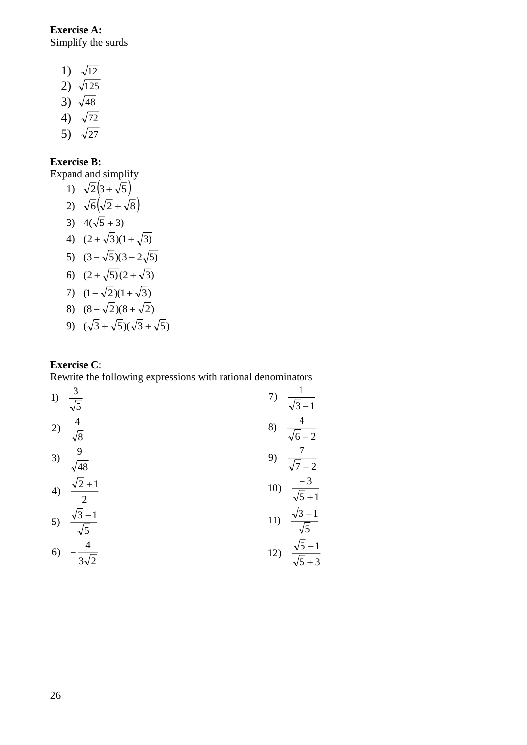**Exercise A:**
Simplify the surds

1) $\sqrt{12}$
2) $\sqrt{125}$
3) $\sqrt{48}$
4) $\sqrt{72}$
5) $\sqrt{27}$

**Exercise B:**
Expand and simplify

1) $\sqrt{2}\left(3+\sqrt{5}\right)$
2) $\sqrt{6}\left(\sqrt{2}+\sqrt{8}\right)$
3) $4(\sqrt{5}+3)$
4) $(2+\sqrt{3})(1+\sqrt{3})$
5) $(3-\sqrt{5})(3-2\sqrt{5})$
6) $(2+\sqrt{5})(2+\sqrt{3})$
7) $(1-\sqrt{2})(1+\sqrt{3})$
8) $(8-\sqrt{2})(8+\sqrt{2})$
9) $(\sqrt{3}+\sqrt{5})(\sqrt{3}+\sqrt{5})$

**Exercise C**:
Rewrite the following expressions with rational denominators

1) $\dfrac{3}{\sqrt{5}}$
2) $\dfrac{4}{\sqrt{8}}$
3) $\dfrac{9}{\sqrt{48}}$
4) $\dfrac{\sqrt{2}+1}{2}$
5) $\dfrac{\sqrt{3}-1}{\sqrt{5}}$
6) $-\dfrac{4}{3\sqrt{2}}$
7) $\dfrac{1}{\sqrt{3}-1}$
8) $\dfrac{4}{\sqrt{6}-2}$
9) $\dfrac{7}{\sqrt{7}-2}$
10) $\dfrac{-3}{\sqrt{5}+1}$
11) $\dfrac{\sqrt{3}-1}{\sqrt{5}}$
12) $\dfrac{\sqrt{5}-1}{\sqrt{5}+3}$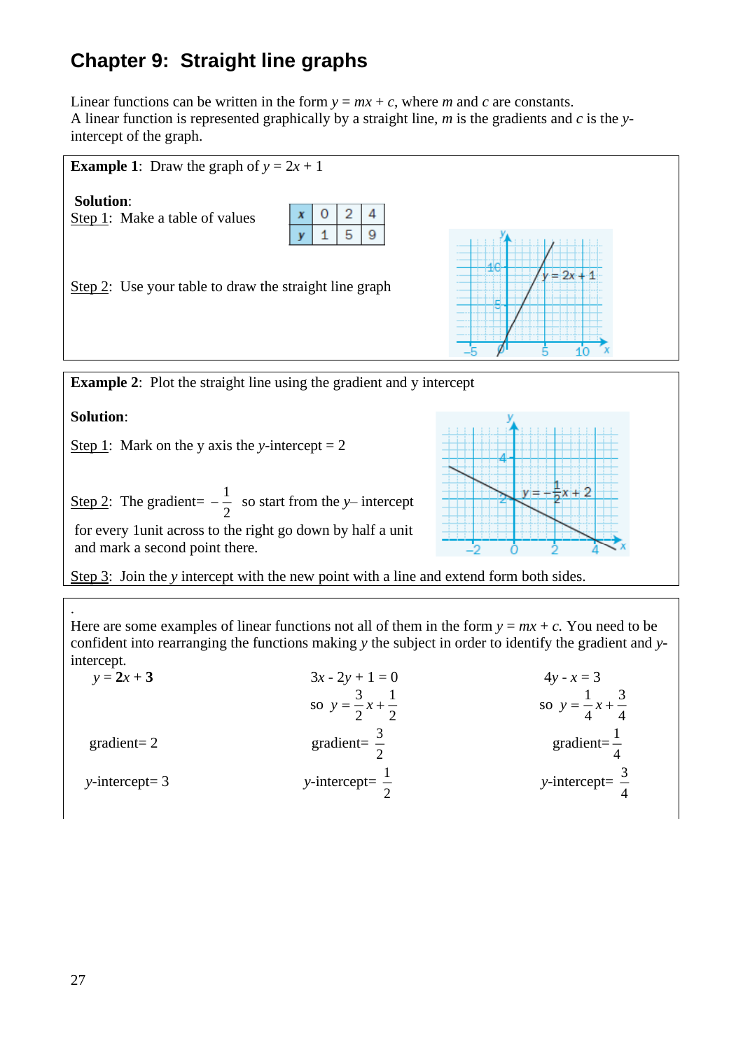# Chapter 9: Straight line graphs

Linear functions can be written in the form $y = mx + c$, where $m$ and $c$ are constants.
A linear function is represented graphically by a straight line, $m$ is the gradients and $c$ is the $y$-intercept of the graph.

**Example 1**: Draw the graph of $y = 2x + 1$

**Solution**:
Step 1: Make a table of values

| x | 0 | 2 | 4 |
|---|---|---|---|
| y | 1 | 5 | 9 |

Step 2: Use your table to draw the straight line graph

**Example 2**: Plot the straight line using the gradient and y intercept

**Solution**:

Step 1: Mark on the y axis the $y$-intercept = 2

Step 2: The gradient= $-\frac{1}{2}$ so start from the $y$– intercept for every 1unit across to the right go down by half a unit and mark a second point there.

Step 3: Join the $y$ intercept with the new point with a line and extend form both sides.

.
Here are some examples of linear functions not all of them in the form $y = mx + c$. You need to be confident into rearranging the functions making $y$ the subject in order to identify the gradient and $y$-intercept.

| $y = \mathbf{2}x + \mathbf{3}$ | $3x - 2y + 1 = 0$, so $y = \frac{3}{2}x + \frac{1}{2}$ | $4y - x = 3$, so $y = \frac{1}{4}x + \frac{3}{4}$ |
|---|---|---|
| gradient= 2 | gradient= $\frac{3}{2}$ | gradient= $\frac{1}{4}$ |
| $y$-intercept= 3 | $y$-intercept= $\frac{1}{2}$ | $y$-intercept= $\frac{3}{4}$ |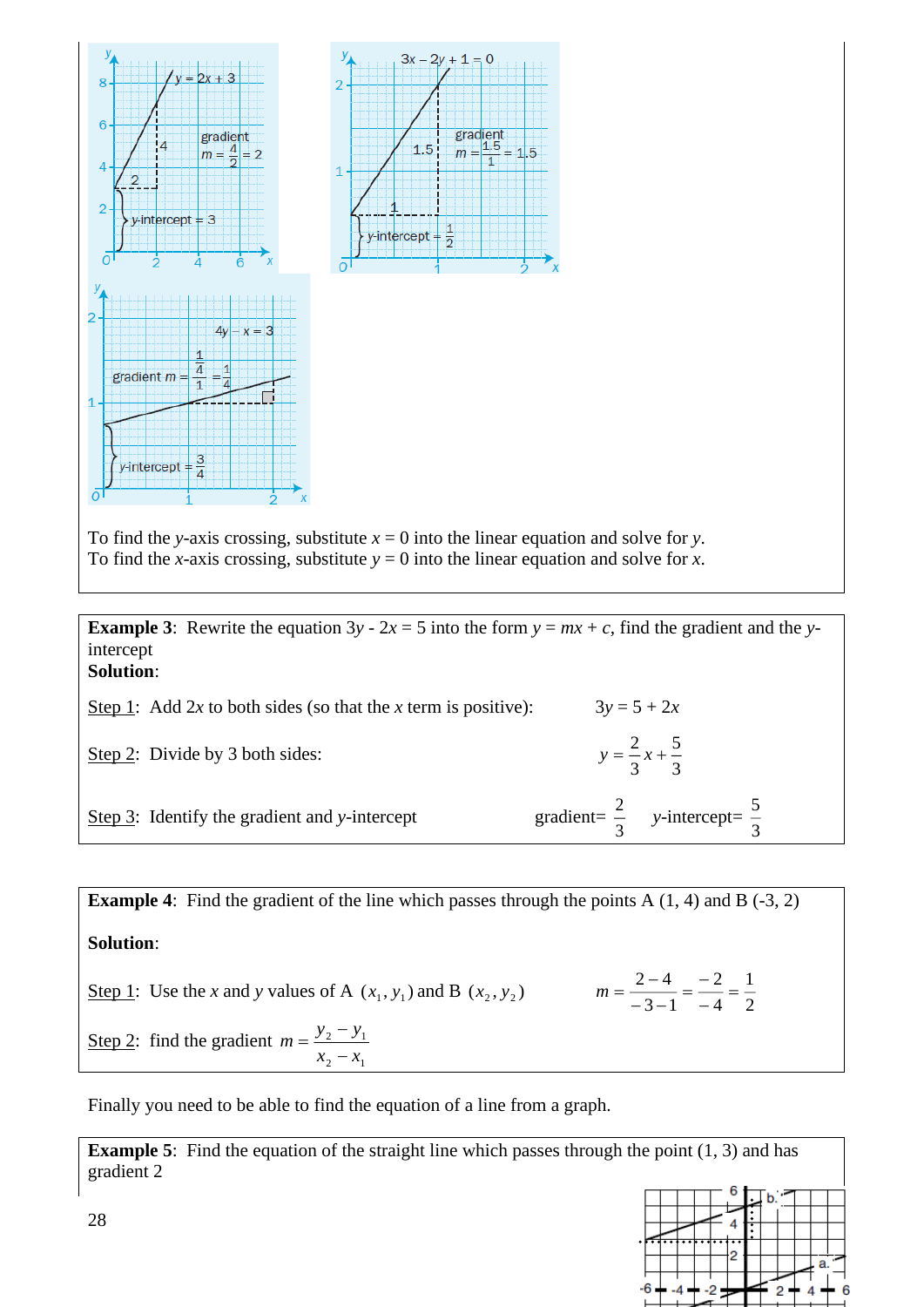To find the $y$-axis crossing, substitute $x = 0$ into the linear equation and solve for $y$.
To find the $x$-axis crossing, substitute $y = 0$ into the linear equation and solve for $x$.

**Example 3**: Rewrite the equation $3y - 2x = 5$ into the form $y = mx + c$, find the gradient and the $y$-intercept

**Solution**:

Step 1: Add $2x$ to both sides (so that the $x$ term is positive): $3y = 5 + 2x$

Step 2: Divide by 3 both sides: $y = \frac{2}{3}x + \frac{5}{3}$

Step 3: Identify the gradient and $y$-intercept gradient= $\frac{2}{3}$ $y$-intercept= $\frac{5}{3}$

**Example 4**: Find the gradient of the line which passes through the points A (1, 4) and B (-3, 2)

**Solution**:

Step 1: Use the $x$ and $y$ values of A $(x_1, y_1)$ and B $(x_2, y_2)$ $m = \frac{2-4}{-3-1} = \frac{-2}{-4} = \frac{1}{2}$

Step 2: find the gradient $m = \frac{y_2 - y_1}{x_2 - x_1}$

Finally you need to be able to find the equation of a line from a graph.

**Example 5**: Find the equation of the straight line which passes through the point (1, 3) and has gradient 2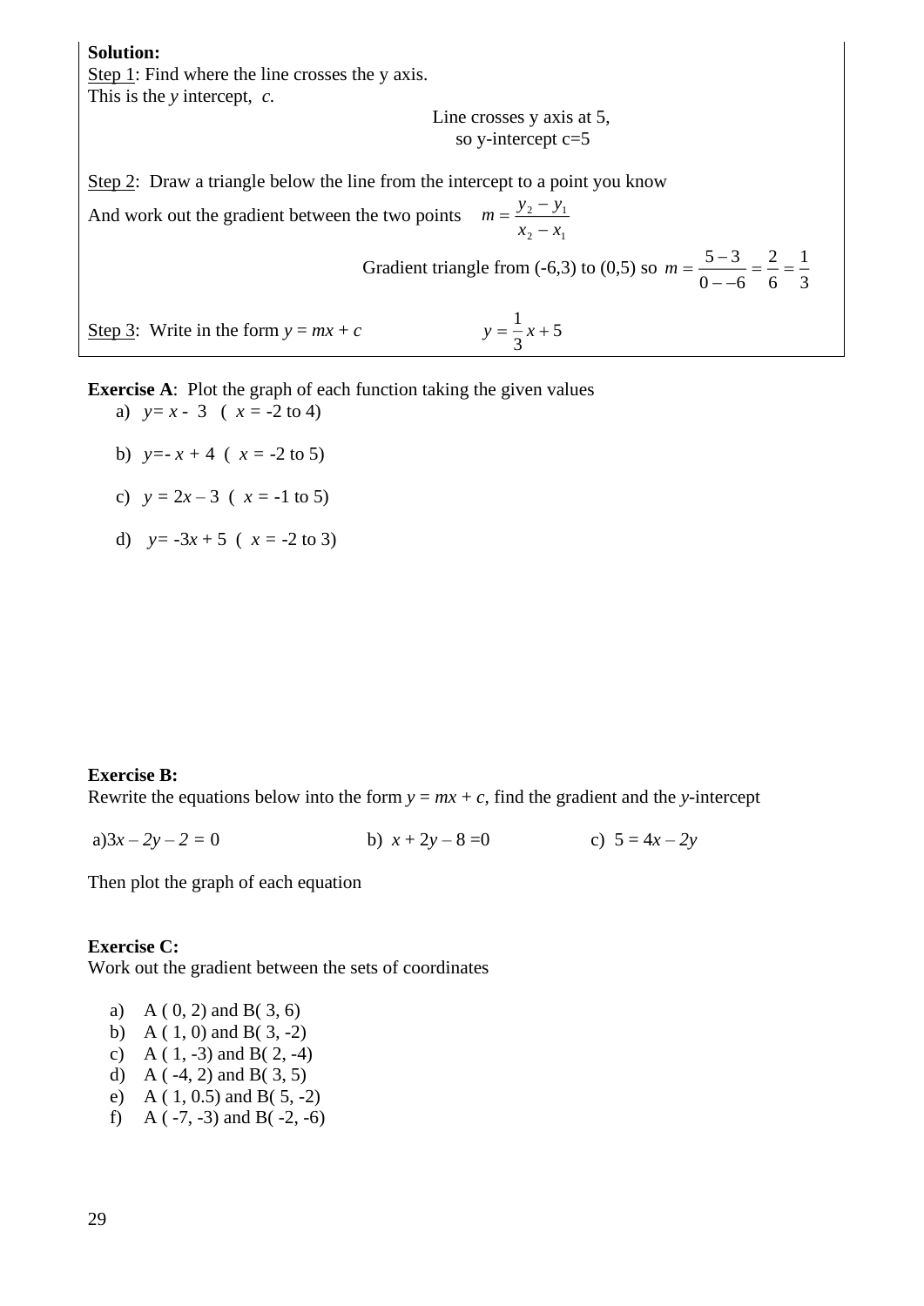**Solution:**

Step 1: Find where the line crosses the y axis.
This is the *y* intercept, *c.*

Line crosses y axis at 5,
so y-intercept c=5

Step 2: Draw a triangle below the line from the intercept to a point you know
And work out the gradient between the two points $m = \frac{y_2 - y_1}{x_2 - x_1}$

Gradient triangle from (-6,3) to (0,5) so $m = \frac{5-3}{0--6} = \frac{2}{6} = \frac{1}{3}$

Step 3: Write in the form $y = mx + c$ $y = \frac{1}{3}x + 5$

**Exercise A**: Plot the graph of each function taking the given values

a) $y = x - 3$ ( $x$ = -2 to 4)

b) $y = -x + 4$ ( $x$ = -2 to 5)

c) $y = 2x - 3$ ( $x$ = -1 to 5)

d) $y = -3x + 5$ ( $x$ = -2 to 3)

**Exercise B:**
Rewrite the equations below into the form $y = mx + c$, find the gradient and the *y*-intercept

a) $3x - 2y - 2 = 0$ b) $x + 2y - 8 = 0$ c) $5 = 4x - 2y$

Then plot the graph of each equation

**Exercise C:**
Work out the gradient between the sets of coordinates

a) A ( 0, 2) and B( 3, 6)
b) A ( 1, 0) and B( 3, -2)
c) A ( 1, -3) and B( 2, -4)
d) A ( -4, 2) and B( 3, 5)
e) A ( 1, 0.5) and B( 5, -2)
f) A ( -7, -3) and B( -2, -6)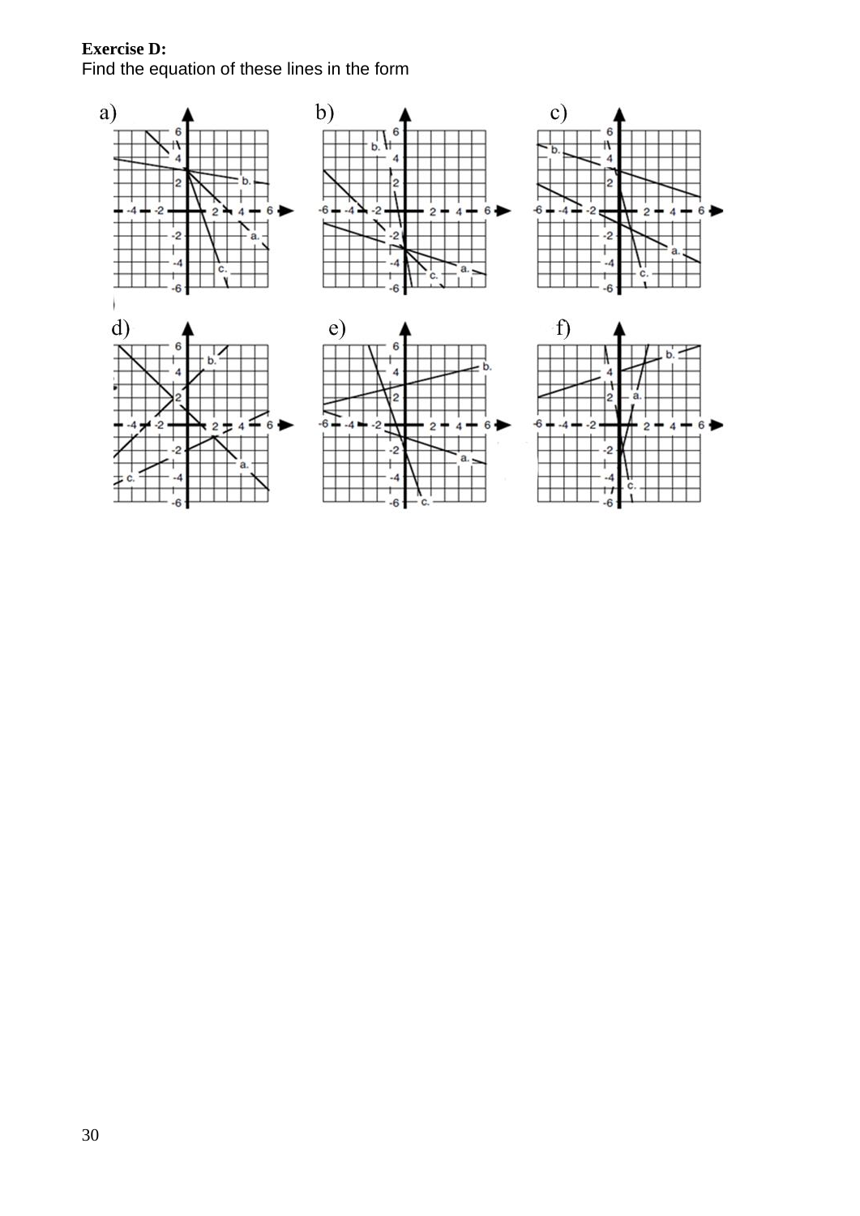**Exercise D:**

Find the equation of these lines in the form

a)

b)

c)

d)

e)

f)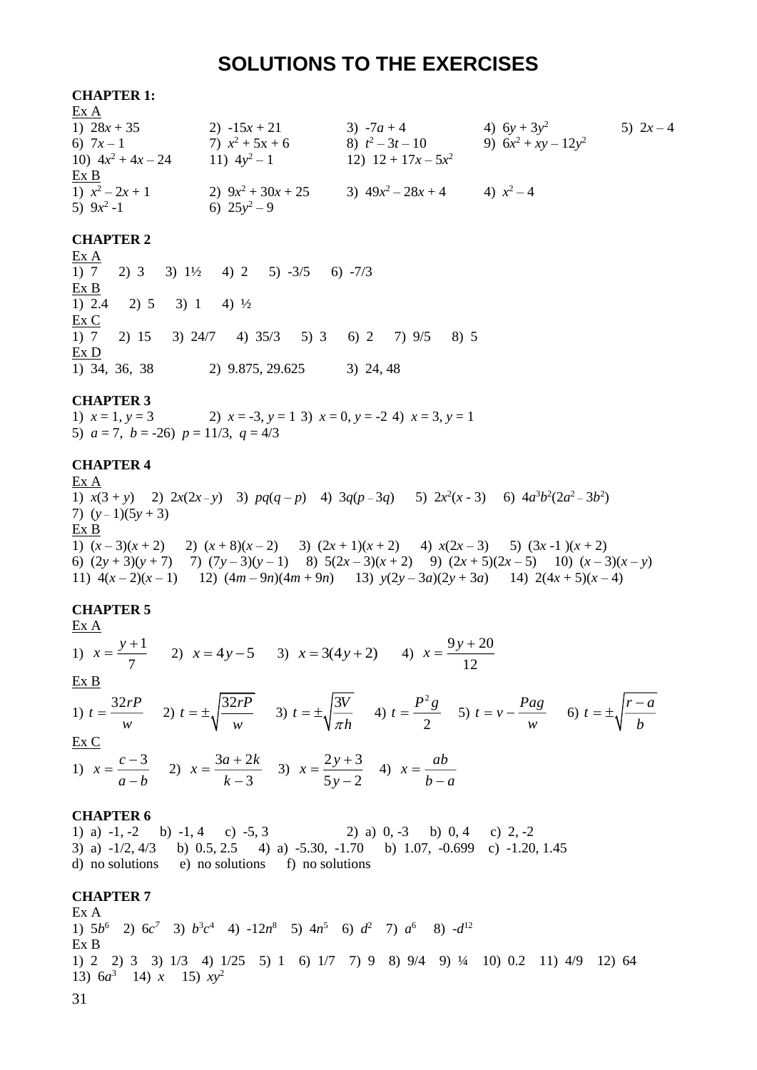# SOLUTIONS TO THE EXERCISES

**CHAPTER 1:**

Ex A

1) $28x + 35$ 2) $-15x + 21$ 3) $-7a + 4$ 4) $6y + 3y^2$ 5) $2x – 4$
6) $7x – 1$ 7) $x^2 + 5x + 6$ 8) $t^2 – 3t – 10$ 9) $6x^2 + xy – 12y^2$
10) $4x^2 + 4x – 24$ 11) $4y^2 – 1$ 12) $12 + 17x – 5x^2$

Ex B

1) $x^2 – 2x + 1$ 2) $9x^2 + 30x + 25$ 3) $49x^2 – 28x + 4$ 4) $x^2 – 4$
5) $9x^2 -1$ 6) $25y^2 – 9$

**CHAPTER 2**

Ex A

1) 7 2) 3 3) 1½ 4) 2 5) -3/5 6) -7/3

Ex B

1) 2.4 2) 5 3) 1 4) ½

Ex C

1) 7 2) 15 3) 24/7 4) 35/3 5) 3 6) 2 7) 9/5 8) 5

Ex D

1) 34, 36, 38 2) 9.875, 29.625 3) 24, 48

**CHAPTER 3**

1) $x = 1, y = 3$ 2) $x = -3, y = 1$ 3) $x = 0, y = -2$ 4) $x = 3, y = 1$
5) $a = 7$, $b = -26$) $p = 11/3$, $q = 4/3$

**CHAPTER 4**

Ex A

1) $x(3 + y)$ 2) $2x(2x – y)$ 3) $pq(q – p)$ 4) $3q(p – 3q)$ 5) $2x^2(x - 3)$ 6) $4a^3b^2(2a^2 – 3b^2)$
7) $(y – 1)(5y + 3)$

Ex B

1) $(x – 3)(x + 2)$ 2) $(x + 8)(x – 2)$ 3) $(2x + 1)(x + 2)$ 4) $x(2x – 3)$ 5) $(3x -1 )(x + 2)$
6) $(2y + 3)(y + 7)$ 7) $(7y – 3)(y – 1)$ 8) $5(2x – 3)(x + 2)$ 9) $(2x + 5)(2x – 5)$ 10) $(x – 3)(x – y)$
11) $4(x – 2)(x – 1)$ 12) $(4m – 9n)(4m + 9n)$ 13) $y(2y – 3a)(2y + 3a)$ 14) $2(4x + 5)(x – 4)$

**CHAPTER 5**

Ex A

1) $x = \dfrac{y+1}{7}$ 2) $x = 4y - 5$ 3) $x = 3(4y + 2)$ 4) $x = \dfrac{9y+20}{12}$

Ex B

1) $t = \dfrac{32rP}{w}$ 2) $t = \pm\sqrt{\dfrac{32rP}{w}}$ 3) $t = \pm\sqrt{\dfrac{3V}{\pi h}}$ 4) $t = \dfrac{P^2 g}{2}$ 5) $t = v - \dfrac{Pag}{w}$ 6) $t = \pm\sqrt{\dfrac{r-a}{b}}$

Ex C

1) $x = \dfrac{c-3}{a-b}$ 2) $x = \dfrac{3a+2k}{k-3}$ 3) $x = \dfrac{2y+3}{5y-2}$ 4) $x = \dfrac{ab}{b-a}$

**CHAPTER 6**

1) a) -1, -2 b) -1, 4 c) -5, 3 2) a) 0, -3 b) 0, 4 c) 2, -2
3) a) -1/2, 4/3 b) 0.5, 2.5 4) a) -5.30, -1.70 b) 1.07, -0.699 c) -1.20, 1.45
d) no solutions e) no solutions f) no solutions

**CHAPTER 7**

Ex A

1) $5b^6$ 2) $6c^7$ 3) $b^3c^4$ 4) $-12n^8$ 5) $4n^5$ 6) $d^2$ 7) $a^6$ 8) $-d^{12}$

Ex B

1) 2 2) 3 3) 1/3 4) 1/25 5) 1 6) 1/7 7) 9 8) 9/4 9) ¼ 10) 0.2 11) 4/9 12) 64
13) $6a^3$ 14) $x$ 15) $xy^2$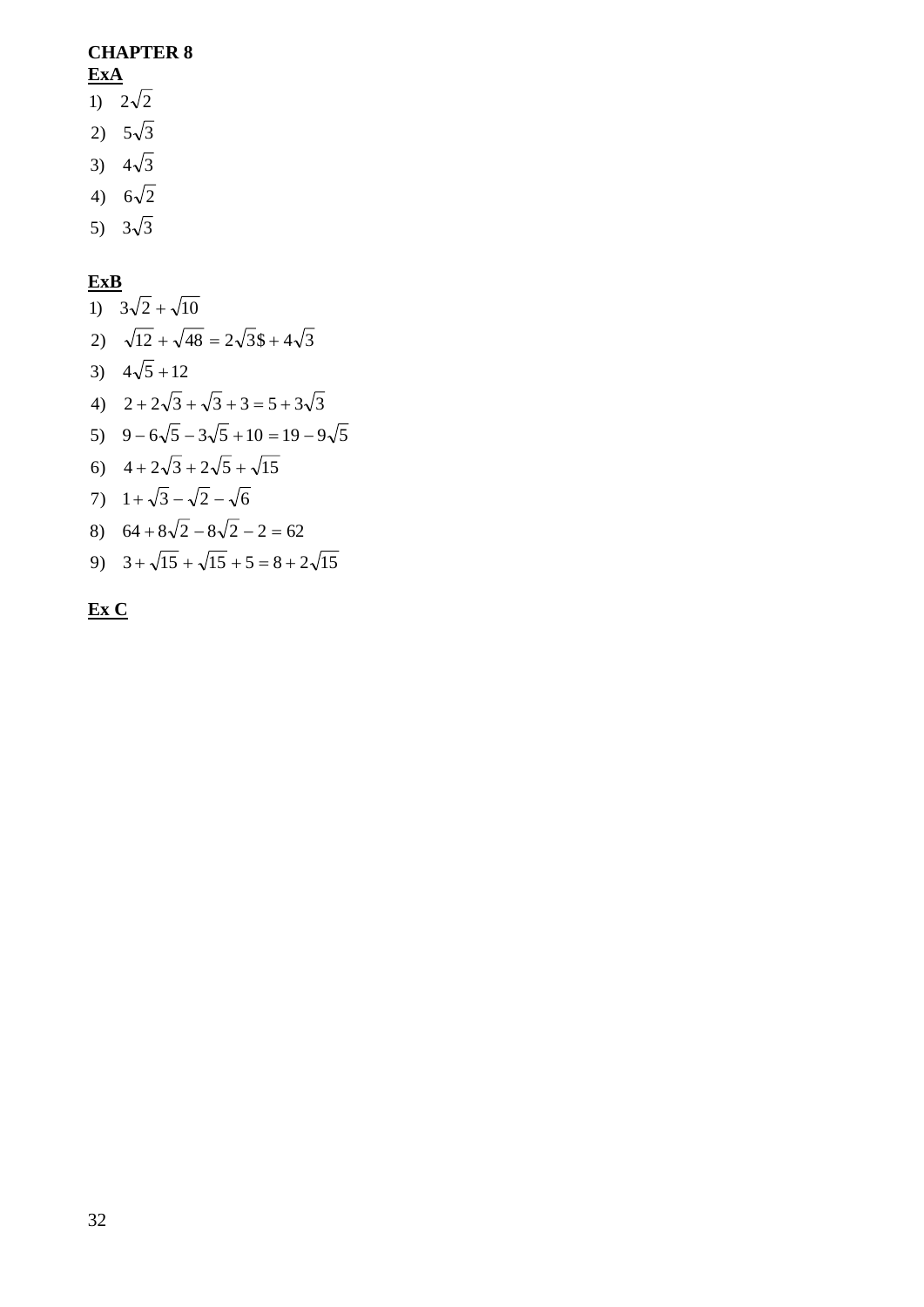**CHAPTER 8**

**ExA**

1) $2\sqrt{2}$

2) $5\sqrt{3}$

3) $4\sqrt{3}$

4) $6\sqrt{2}$

5) $3\sqrt{3}$

**ExB**

1) $3\sqrt{2} + \sqrt{10}$

2) $\sqrt{12} + \sqrt{48} = 2\sqrt{3}\$ + 4\sqrt{3}$

3) $4\sqrt{5} + 12$

4) $2 + 2\sqrt{3} + \sqrt{3} + 3 = 5 + 3\sqrt{3}$

5) $9 - 6\sqrt{5} - 3\sqrt{5} + 10 = 19 - 9\sqrt{5}$

6) $4 + 2\sqrt{3} + 2\sqrt{5} + \sqrt{15}$

7) $1 + \sqrt{3} - \sqrt{2} - \sqrt{6}$

8) $64 + 8\sqrt{2} - 8\sqrt{2} - 2 = 62$

9) $3 + \sqrt{15} + \sqrt{15} + 5 = 8 + 2\sqrt{15}$

**Ex C**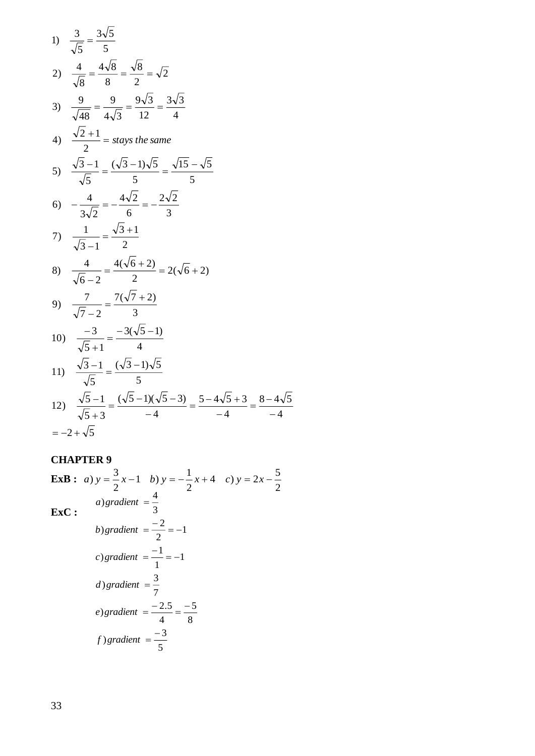1) $\dfrac{3}{\sqrt{5}} = \dfrac{3\sqrt{5}}{5}$

2) $\dfrac{4}{\sqrt{8}} = \dfrac{4\sqrt{8}}{8} = \dfrac{\sqrt{8}}{2} = \sqrt{2}$

3) $\dfrac{9}{\sqrt{48}} = \dfrac{9}{4\sqrt{3}} = \dfrac{9\sqrt{3}}{12} = \dfrac{3\sqrt{3}}{4}$

4) $\dfrac{\sqrt{2}+1}{2} = \textit{stays the same}$

5) $\dfrac{\sqrt{3}-1}{\sqrt{5}} = \dfrac{(\sqrt{3}-1)\sqrt{5}}{5} = \dfrac{\sqrt{15}-\sqrt{5}}{5}$

6) $-\dfrac{4}{3\sqrt{2}} = -\dfrac{4\sqrt{2}}{6} = -\dfrac{2\sqrt{2}}{3}$

7) $\dfrac{1}{\sqrt{3}-1} = \dfrac{\sqrt{3}+1}{2}$

8) $\dfrac{4}{\sqrt{6}-2} = \dfrac{4(\sqrt{6}+2)}{2} = 2(\sqrt{6}+2)$

9) $\dfrac{7}{\sqrt{7}-2} = \dfrac{7(\sqrt{7}+2)}{3}$

10) $\dfrac{-3}{\sqrt{5}+1} = \dfrac{-3(\sqrt{5}-1)}{4}$

11) $\dfrac{\sqrt{3}-1}{\sqrt{5}} = \dfrac{(\sqrt{3}-1)\sqrt{5}}{5}$

12) $\dfrac{\sqrt{5}-1}{\sqrt{5}+3} = \dfrac{(\sqrt{5}-1)(\sqrt{5}-3)}{-4} = \dfrac{5-4\sqrt{5}+3}{-4} = \dfrac{8-4\sqrt{5}}{-4}$
$= -2+\sqrt{5}$

## CHAPTER 9

**ExB :** $a)\ y = \dfrac{3}{2}x - 1 \quad b)\ y = -\dfrac{1}{2}x + 4 \quad c)\ y = 2x - \dfrac{5}{2}$

**ExC :**

$a)\ gradient = \dfrac{4}{3}$

$b)\ gradient = \dfrac{-2}{2} = -1$

$c)\ gradient = \dfrac{-1}{1} = -1$

$d)\ gradient = \dfrac{3}{7}$

$e)\ gradient = \dfrac{-2.5}{4} = \dfrac{-5}{8}$

$f)\ gradient = \dfrac{-3}{5}$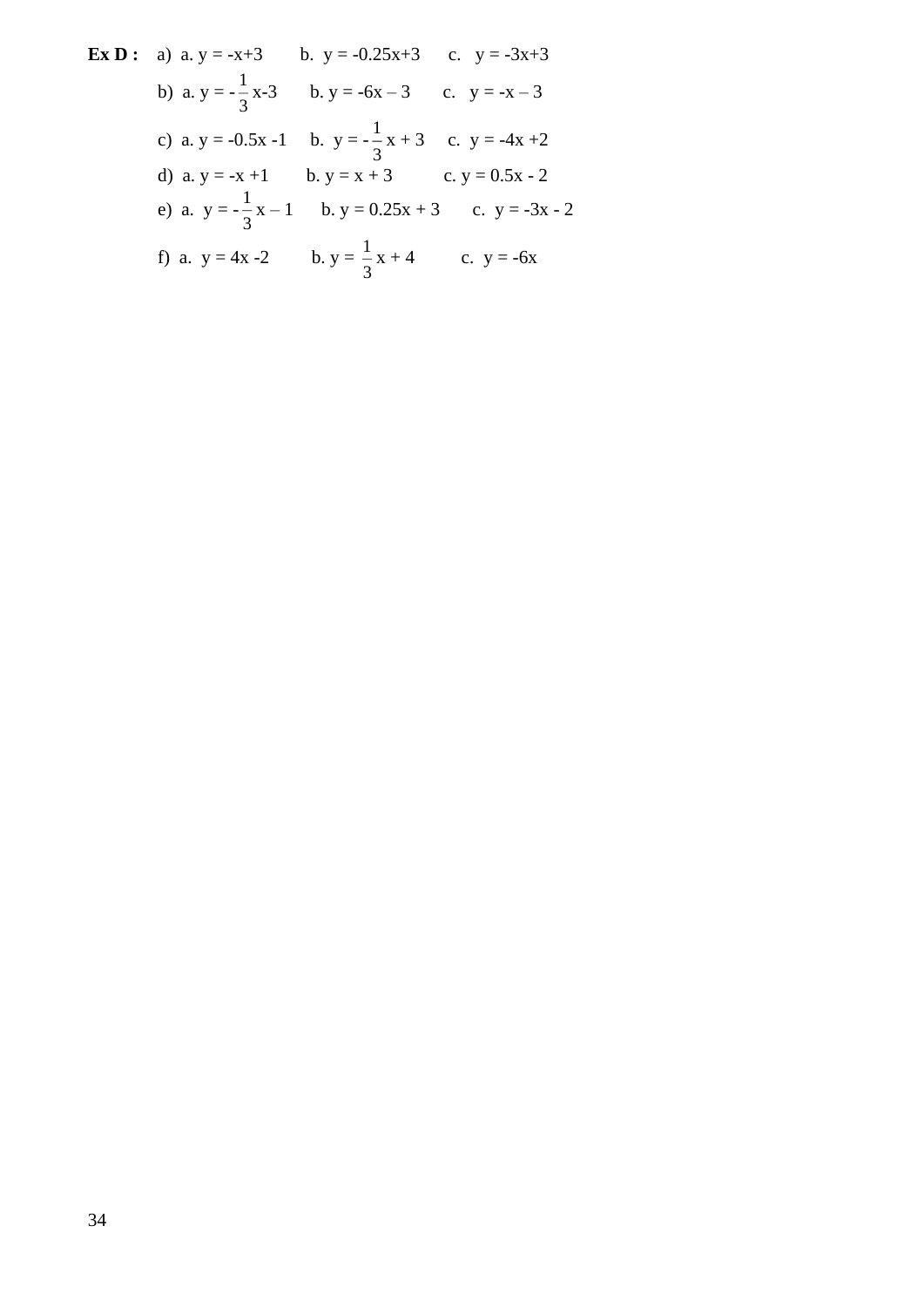**Ex D :** a) a. $y = -x+3$ b. $y = -0.25x+3$ c. $y = -3x+3$

b) a. $y = -\frac{1}{3}x-3$ b. $y = -6x - 3$ c. $y = -x - 3$

c) a. $y = -0.5x - 1$ b. $y = -\frac{1}{3}x + 3$ c. $y = -4x + 2$

d) a. $y = -x + 1$ b. $y = x + 3$ c. $y = 0.5x - 2$

e) a. $y = -\frac{1}{3}x - 1$ b. $y = 0.25x + 3$ c. $y = -3x - 2$

f) a. $y = 4x - 2$ b. $y = \frac{1}{3}x + 4$ c. $y = -6x$